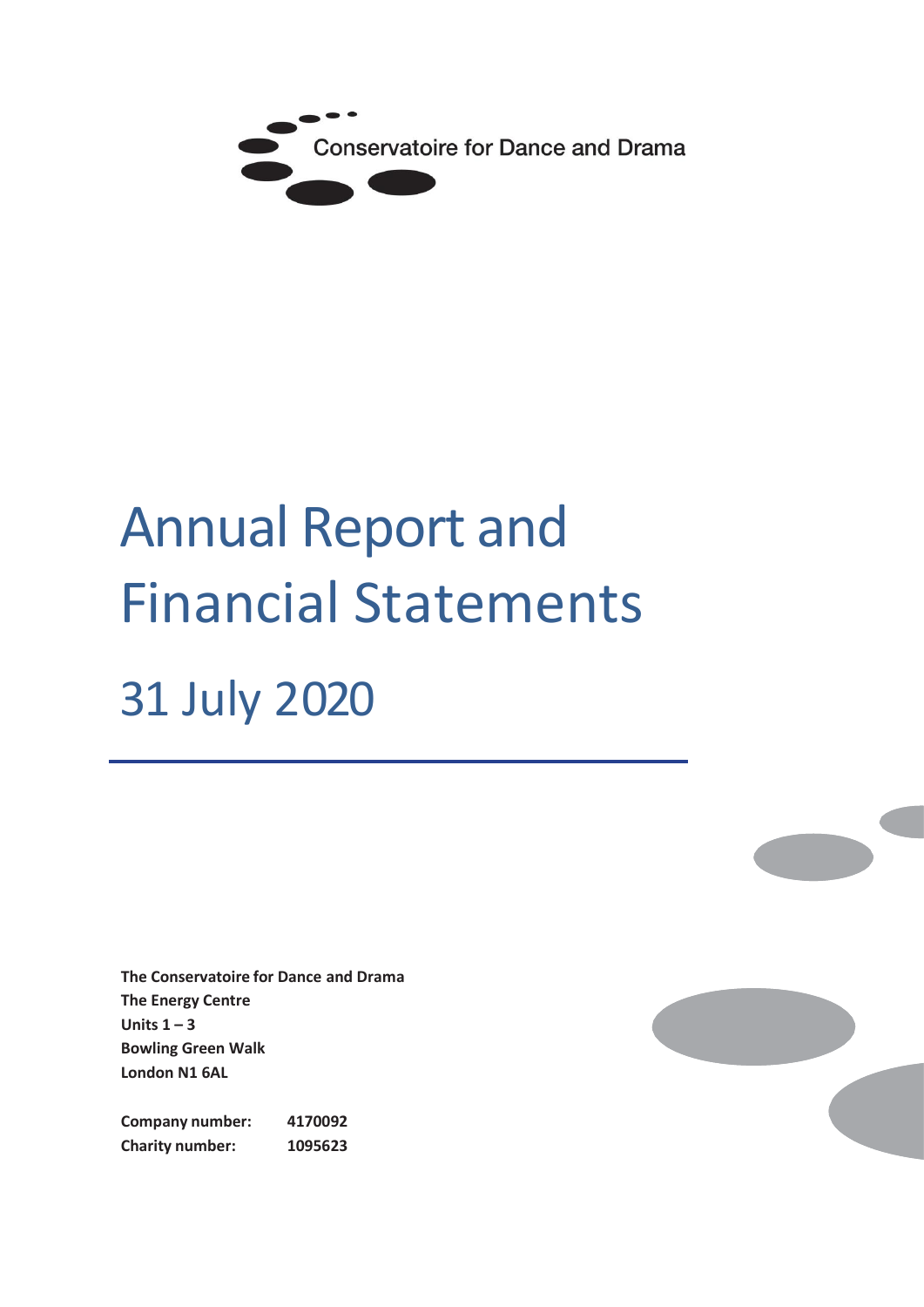Conservatoire for Dance and Drama

# Annual Report and Financial Statements

## 31 July 2020

**The Conservatoire for Dance and Drama**
**The Energy Centre**
**Units 1 – 3**
**Bowling Green Walk**
**London N1 6AL**

| | |
|---|---|
| **Company number:** | **4170092** |
| **Charity number:** | **1095623** |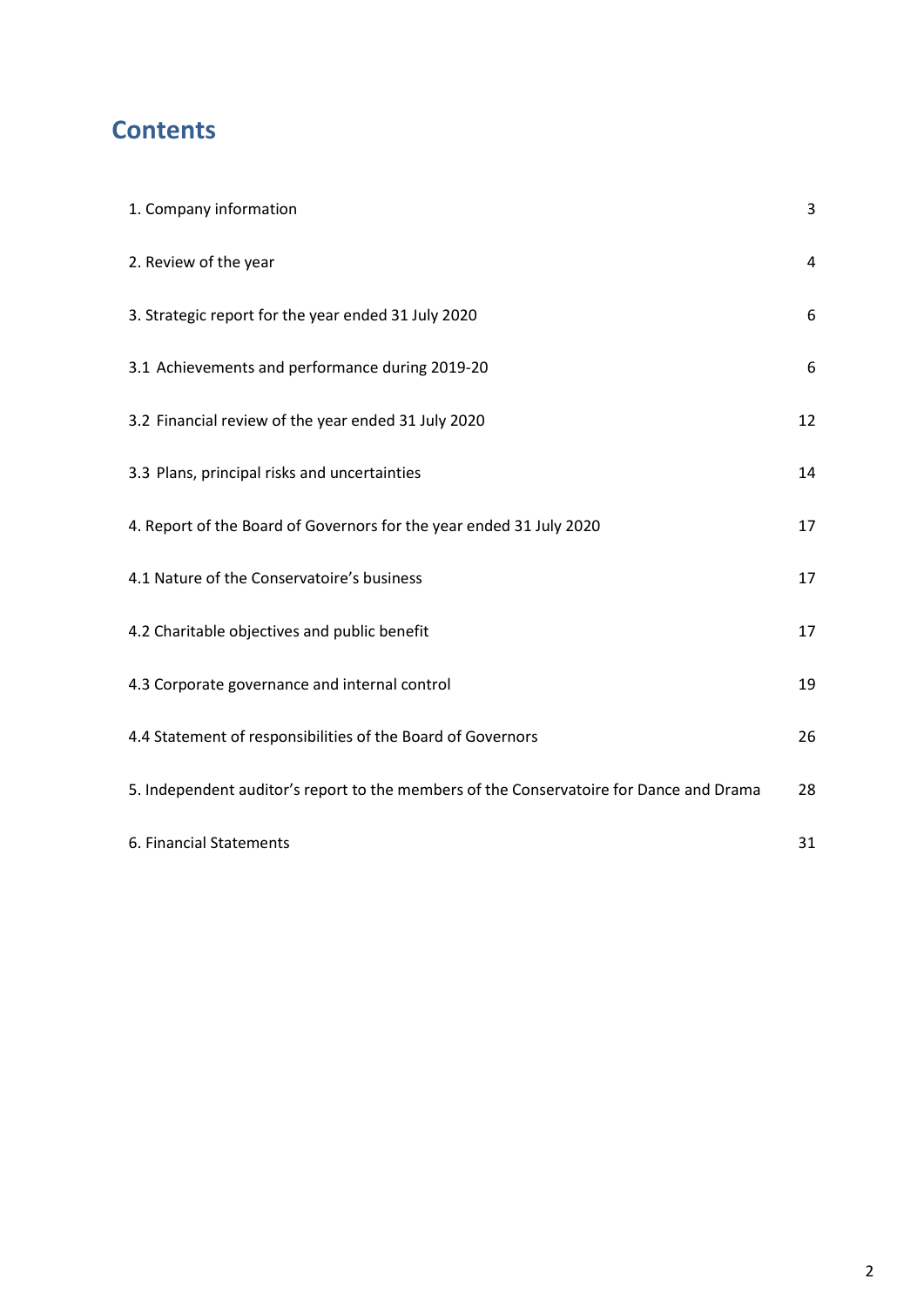# Contents

| | |
|---|---|
| 1. Company information | 3 |
| 2. Review of the year | 4 |
| 3. Strategic report for the year ended 31 July 2020 | 6 |
| 3.1 Achievements and performance during 2019-20 | 6 |
| 3.2 Financial review of the year ended 31 July 2020 | 12 |
| 3.3 Plans, principal risks and uncertainties | 14 |
| 4. Report of the Board of Governors for the year ended 31 July 2020 | 17 |
| 4.1 Nature of the Conservatoire's business | 17 |
| 4.2 Charitable objectives and public benefit | 17 |
| 4.3 Corporate governance and internal control | 19 |
| 4.4 Statement of responsibilities of the Board of Governors | 26 |
| 5. Independent auditor's report to the members of the Conservatoire for Dance and Drama | 28 |
| 6. Financial Statements | 31 |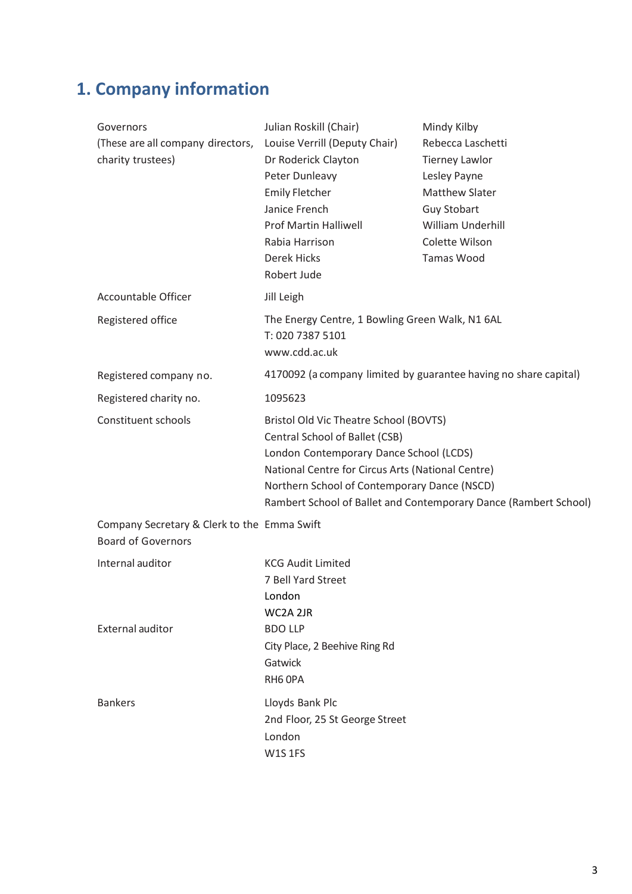# 1. Company information

| | | |
|---|---|---|
| Governors<br>(These are all company directors, charity trustees) | Julian Roskill (Chair)<br>Louise Verrill (Deputy Chair)<br>Dr Roderick Clayton<br>Peter Dunleavy<br>Emily Fletcher<br>Janice French<br>Prof Martin Halliwell<br>Rabia Harrison<br>Derek Hicks<br>Robert Jude | Mindy Kilby<br>Rebecca Laschetti<br>Tierney Lawlor<br>Lesley Payne<br>Matthew Slater<br>Guy Stobart<br>William Underhill<br>Colette Wilson<br>Tamas Wood |
| Accountable Officer | Jill Leigh | |
| Registered office | The Energy Centre, 1 Bowling Green Walk, N1 6AL<br>T: 020 7387 5101<br>www.cdd.ac.uk | |
| Registered company no. | 4170092 (a company limited by guarantee having no share capital) | |
| Registered charity no. | 1095623 | |
| Constituent schools | Bristol Old Vic Theatre School (BOVTS)<br>Central School of Ballet (CSB)<br>London Contemporary Dance School (LCDS)<br>National Centre for Circus Arts (National Centre)<br>Northern School of Contemporary Dance (NSCD)<br>Rambert School of Ballet and Contemporary Dance (Rambert School) | |
| Company Secretary & Clerk to the Board of Governors | Emma Swift | |
| Internal auditor | KCG Audit Limited<br>7 Bell Yard Street<br>London<br>WC2A 2JR | |
| External auditor | BDO LLP<br>City Place, 2 Beehive Ring Rd<br>Gatwick<br>RH6 0PA | |
| Bankers | Lloyds Bank Plc<br>2nd Floor, 25 St George Street<br>London<br>W1S 1FS | |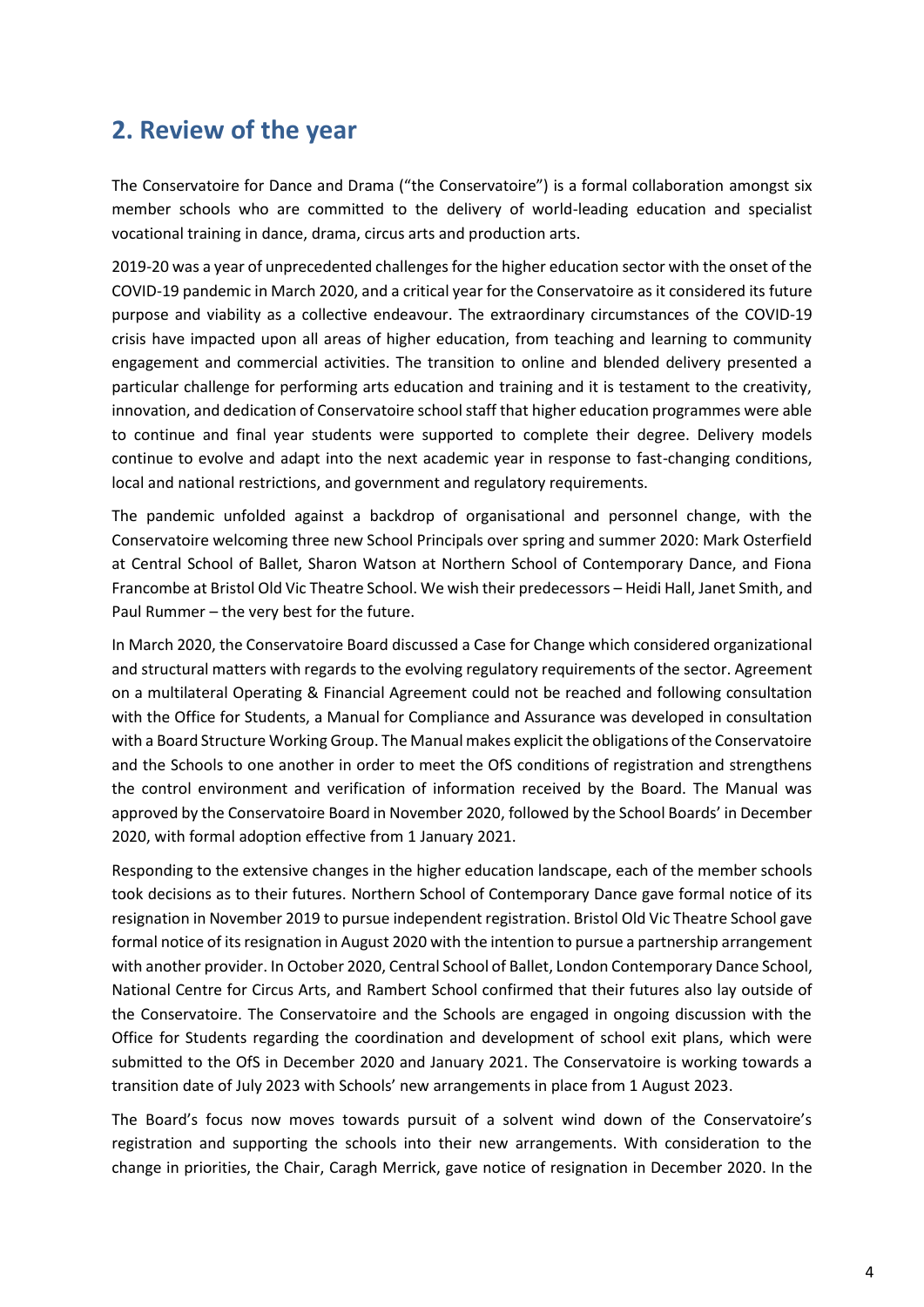## 2. Review of the year

The Conservatoire for Dance and Drama ("the Conservatoire") is a formal collaboration amongst six member schools who are committed to the delivery of world-leading education and specialist vocational training in dance, drama, circus arts and production arts.

2019-20 was a year of unprecedented challenges for the higher education sector with the onset of the COVID-19 pandemic in March 2020, and a critical year for the Conservatoire as it considered its future purpose and viability as a collective endeavour. The extraordinary circumstances of the COVID-19 crisis have impacted upon all areas of higher education, from teaching and learning to community engagement and commercial activities. The transition to online and blended delivery presented a particular challenge for performing arts education and training and it is testament to the creativity, innovation, and dedication of Conservatoire school staff that higher education programmes were able to continue and final year students were supported to complete their degree. Delivery models continue to evolve and adapt into the next academic year in response to fast-changing conditions, local and national restrictions, and government and regulatory requirements.

The pandemic unfolded against a backdrop of organisational and personnel change, with the Conservatoire welcoming three new School Principals over spring and summer 2020: Mark Osterfield at Central School of Ballet, Sharon Watson at Northern School of Contemporary Dance, and Fiona Francombe at Bristol Old Vic Theatre School. We wish their predecessors – Heidi Hall, Janet Smith, and Paul Rummer – the very best for the future.

In March 2020, the Conservatoire Board discussed a Case for Change which considered organizational and structural matters with regards to the evolving regulatory requirements of the sector. Agreement on a multilateral Operating & Financial Agreement could not be reached and following consultation with the Office for Students, a Manual for Compliance and Assurance was developed in consultation with a Board Structure Working Group. The Manual makes explicit the obligations of the Conservatoire and the Schools to one another in order to meet the OfS conditions of registration and strengthens the control environment and verification of information received by the Board. The Manual was approved by the Conservatoire Board in November 2020, followed by the School Boards' in December 2020, with formal adoption effective from 1 January 2021.

Responding to the extensive changes in the higher education landscape, each of the member schools took decisions as to their futures. Northern School of Contemporary Dance gave formal notice of its resignation in November 2019 to pursue independent registration. Bristol Old Vic Theatre School gave formal notice of its resignation in August 2020 with the intention to pursue a partnership arrangement with another provider. In October 2020, Central School of Ballet, London Contemporary Dance School, National Centre for Circus Arts, and Rambert School confirmed that their futures also lay outside of the Conservatoire. The Conservatoire and the Schools are engaged in ongoing discussion with the Office for Students regarding the coordination and development of school exit plans, which were submitted to the OfS in December 2020 and January 2021. The Conservatoire is working towards a transition date of July 2023 with Schools' new arrangements in place from 1 August 2023.

The Board's focus now moves towards pursuit of a solvent wind down of the Conservatoire's registration and supporting the schools into their new arrangements. With consideration to the change in priorities, the Chair, Caragh Merrick, gave notice of resignation in December 2020. In the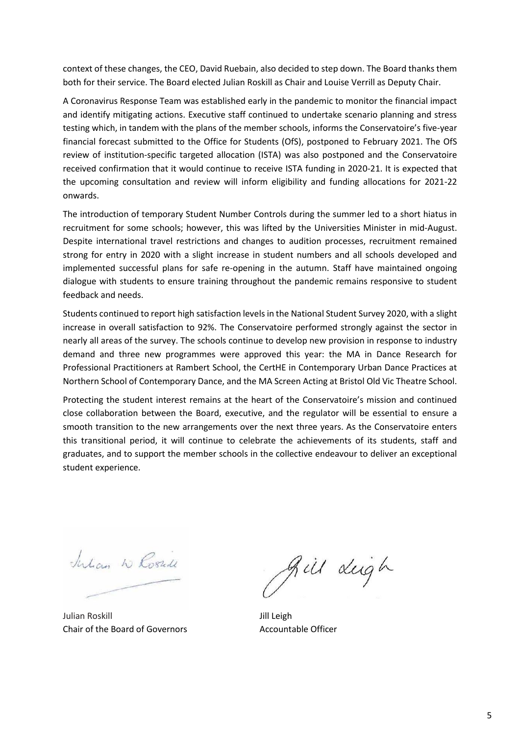context of these changes, the CEO, David Ruebain, also decided to step down. The Board thanks them both for their service. The Board elected Julian Roskill as Chair and Louise Verrill as Deputy Chair.

A Coronavirus Response Team was established early in the pandemic to monitor the financial impact and identify mitigating actions. Executive staff continued to undertake scenario planning and stress testing which, in tandem with the plans of the member schools, informs the Conservatoire's five-year financial forecast submitted to the Office for Students (OfS), postponed to February 2021. The OfS review of institution-specific targeted allocation (ISTA) was also postponed and the Conservatoire received confirmation that it would continue to receive ISTA funding in 2020-21. It is expected that the upcoming consultation and review will inform eligibility and funding allocations for 2021-22 onwards.

The introduction of temporary Student Number Controls during the summer led to a short hiatus in recruitment for some schools; however, this was lifted by the Universities Minister in mid-August. Despite international travel restrictions and changes to audition processes, recruitment remained strong for entry in 2020 with a slight increase in student numbers and all schools developed and implemented successful plans for safe re-opening in the autumn. Staff have maintained ongoing dialogue with students to ensure training throughout the pandemic remains responsive to student feedback and needs.

Students continued to report high satisfaction levels in the National Student Survey 2020, with a slight increase in overall satisfaction to 92%. The Conservatoire performed strongly against the sector in nearly all areas of the survey. The schools continue to develop new provision in response to industry demand and three new programmes were approved this year: the MA in Dance Research for Professional Practitioners at Rambert School, the CertHE in Contemporary Urban Dance Practices at Northern School of Contemporary Dance, and the MA Screen Acting at Bristol Old Vic Theatre School.

Protecting the student interest remains at the heart of the Conservatoire's mission and continued close collaboration between the Board, executive, and the regulator will be essential to ensure a smooth transition to the new arrangements over the next three years. As the Conservatoire enters this transitional period, it will continue to celebrate the achievements of its students, staff and graduates, and to support the member schools in the collective endeavour to deliver an exceptional student experience.

Julian Roskill
Chair of the Board of Governors

Jill Leigh
Accountable Officer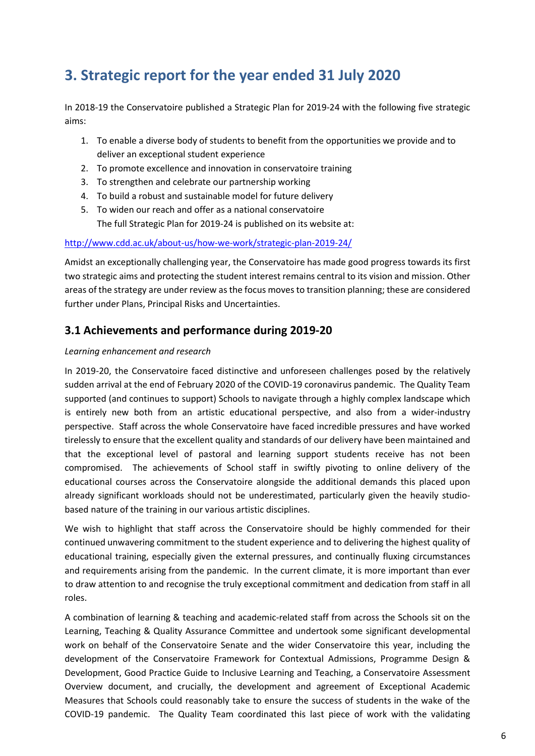## 3. Strategic report for the year ended 31 July 2020

In 2018-19 the Conservatoire published a Strategic Plan for 2019-24 with the following five strategic aims:

1. To enable a diverse body of students to benefit from the opportunities we provide and to deliver an exceptional student experience
2. To promote excellence and innovation in conservatoire training
3. To strengthen and celebrate our partnership working
4. To build a robust and sustainable model for future delivery
5. To widen our reach and offer as a national conservatoire
   The full Strategic Plan for 2019-24 is published on its website at:

http://www.cdd.ac.uk/about-us/how-we-work/strategic-plan-2019-24/

Amidst an exceptionally challenging year, the Conservatoire has made good progress towards its first two strategic aims and protecting the student interest remains central to its vision and mission. Other areas of the strategy are under review as the focus moves to transition planning; these are considered further under Plans, Principal Risks and Uncertainties.

### 3.1 Achievements and performance during 2019-20

*Learning enhancement and research*

In 2019-20, the Conservatoire faced distinctive and unforeseen challenges posed by the relatively sudden arrival at the end of February 2020 of the COVID-19 coronavirus pandemic. The Quality Team supported (and continues to support) Schools to navigate through a highly complex landscape which is entirely new both from an artistic educational perspective, and also from a wider-industry perspective. Staff across the whole Conservatoire have faced incredible pressures and have worked tirelessly to ensure that the excellent quality and standards of our delivery have been maintained and that the exceptional level of pastoral and learning support students receive has not been compromised. The achievements of School staff in swiftly pivoting to online delivery of the educational courses across the Conservatoire alongside the additional demands this placed upon already significant workloads should not be underestimated, particularly given the heavily studio-based nature of the training in our various artistic disciplines.

We wish to highlight that staff across the Conservatoire should be highly commended for their continued unwavering commitment to the student experience and to delivering the highest quality of educational training, especially given the external pressures, and continually fluxing circumstances and requirements arising from the pandemic. In the current climate, it is more important than ever to draw attention to and recognise the truly exceptional commitment and dedication from staff in all roles.

A combination of learning & teaching and academic-related staff from across the Schools sit on the Learning, Teaching & Quality Assurance Committee and undertook some significant developmental work on behalf of the Conservatoire Senate and the wider Conservatoire this year, including the development of the Conservatoire Framework for Contextual Admissions, Programme Design & Development, Good Practice Guide to Inclusive Learning and Teaching, a Conservatoire Assessment Overview document, and crucially, the development and agreement of Exceptional Academic Measures that Schools could reasonably take to ensure the success of students in the wake of the COVID-19 pandemic. The Quality Team coordinated this last piece of work with the validating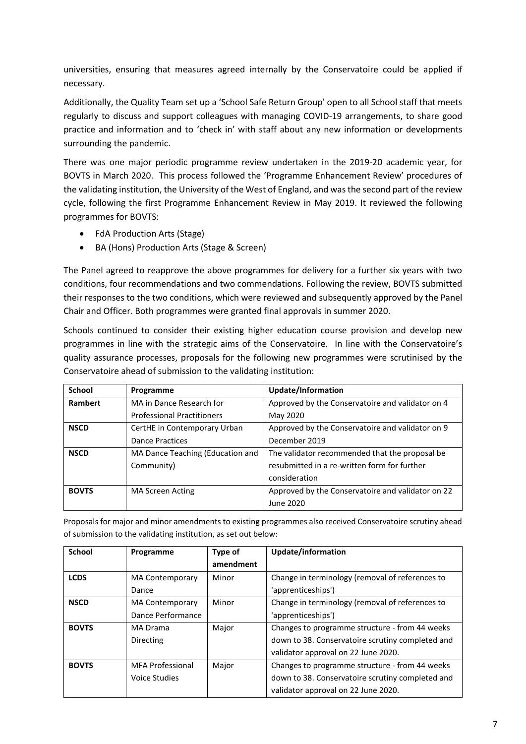universities, ensuring that measures agreed internally by the Conservatoire could be applied if necessary.

Additionally, the Quality Team set up a 'School Safe Return Group' open to all School staff that meets regularly to discuss and support colleagues with managing COVID-19 arrangements, to share good practice and information and to 'check in' with staff about any new information or developments surrounding the pandemic.

There was one major periodic programme review undertaken in the 2019-20 academic year, for BOVTS in March 2020. This process followed the 'Programme Enhancement Review' procedures of the validating institution, the University of the West of England, and was the second part of the review cycle, following the first Programme Enhancement Review in May 2019. It reviewed the following programmes for BOVTS:

- FdA Production Arts (Stage)
- BA (Hons) Production Arts (Stage & Screen)

The Panel agreed to reapprove the above programmes for delivery for a further six years with two conditions, four recommendations and two commendations. Following the review, BOVTS submitted their responses to the two conditions, which were reviewed and subsequently approved by the Panel Chair and Officer. Both programmes were granted final approvals in summer 2020.

Schools continued to consider their existing higher education course provision and develop new programmes in line with the strategic aims of the Conservatoire. In line with the Conservatoire's quality assurance processes, proposals for the following new programmes were scrutinised by the Conservatoire ahead of submission to the validating institution:

| School | Programme | Update/Information |
|---|---|---|
| **Rambert** | MA in Dance Research for Professional Practitioners | Approved by the Conservatoire and validator on 4 May 2020 |
| **NSCD** | CertHE in Contemporary Urban Dance Practices | Approved by the Conservatoire and validator on 9 December 2019 |
| **NSCD** | MA Dance Teaching (Education and Community) | The validator recommended that the proposal be resubmitted in a re-written form for further consideration |
| **BOVTS** | MA Screen Acting | Approved by the Conservatoire and validator on 22 June 2020 |

Proposals for major and minor amendments to existing programmes also received Conservatoire scrutiny ahead of submission to the validating institution, as set out below:

| School | Programme | Type of amendment | Update/information |
|---|---|---|---|
| **LCDS** | MA Contemporary Dance | Minor | Change in terminology (removal of references to 'apprenticeships') |
| **NSCD** | MA Contemporary Dance Performance | Minor | Change in terminology (removal of references to 'apprenticeships') |
| **BOVTS** | MA Drama Directing | Major | Changes to programme structure - from 44 weeks down to 38. Conservatoire scrutiny completed and validator approval on 22 June 2020. |
| **BOVTS** | MFA Professional Voice Studies | Major | Changes to programme structure - from 44 weeks down to 38. Conservatoire scrutiny completed and validator approval on 22 June 2020. |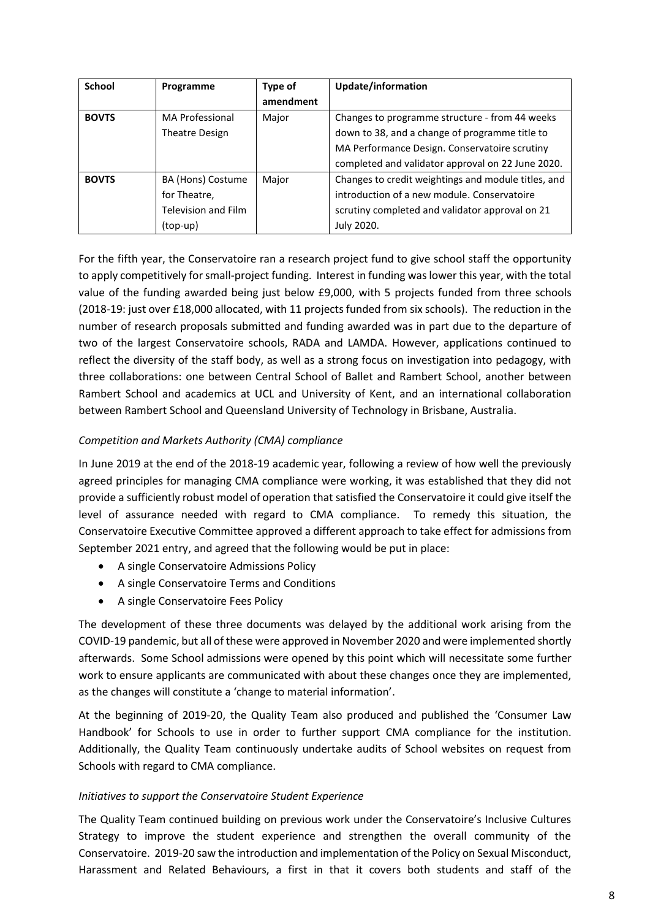| School | Programme | Type of amendment | Update/information |
|---|---|---|---|
| **BOVTS** | MA Professional Theatre Design | Major | Changes to programme structure - from 44 weeks down to 38, and a change of programme title to MA Performance Design. Conservatoire scrutiny completed and validator approval on 22 June 2020. |
| **BOVTS** | BA (Hons) Costume for Theatre, Television and Film (top-up) | Major | Changes to credit weightings and module titles, and introduction of a new module. Conservatoire scrutiny completed and validator approval on 21 July 2020. |

For the fifth year, the Conservatoire ran a research project fund to give school staff the opportunity to apply competitively for small-project funding. Interest in funding was lower this year, with the total value of the funding awarded being just below £9,000, with 5 projects funded from three schools (2018-19: just over £18,000 allocated, with 11 projects funded from six schools). The reduction in the number of research proposals submitted and funding awarded was in part due to the departure of two of the largest Conservatoire schools, RADA and LAMDA. However, applications continued to reflect the diversity of the staff body, as well as a strong focus on investigation into pedagogy, with three collaborations: one between Central School of Ballet and Rambert School, another between Rambert School and academics at UCL and University of Kent, and an international collaboration between Rambert School and Queensland University of Technology in Brisbane, Australia.

*Competition and Markets Authority (CMA) compliance*

In June 2019 at the end of the 2018-19 academic year, following a review of how well the previously agreed principles for managing CMA compliance were working, it was established that they did not provide a sufficiently robust model of operation that satisfied the Conservatoire it could give itself the level of assurance needed with regard to CMA compliance. To remedy this situation, the Conservatoire Executive Committee approved a different approach to take effect for admissions from September 2021 entry, and agreed that the following would be put in place:

- A single Conservatoire Admissions Policy
- A single Conservatoire Terms and Conditions
- A single Conservatoire Fees Policy

The development of these three documents was delayed by the additional work arising from the COVID-19 pandemic, but all of these were approved in November 2020 and were implemented shortly afterwards. Some School admissions were opened by this point which will necessitate some further work to ensure applicants are communicated with about these changes once they are implemented, as the changes will constitute a 'change to material information'.

At the beginning of 2019-20, the Quality Team also produced and published the 'Consumer Law Handbook' for Schools to use in order to further support CMA compliance for the institution. Additionally, the Quality Team continuously undertake audits of School websites on request from Schools with regard to CMA compliance.

*Initiatives to support the Conservatoire Student Experience*

The Quality Team continued building on previous work under the Conservatoire's Inclusive Cultures Strategy to improve the student experience and strengthen the overall community of the Conservatoire. 2019-20 saw the introduction and implementation of the Policy on Sexual Misconduct, Harassment and Related Behaviours, a first in that it covers both students and staff of the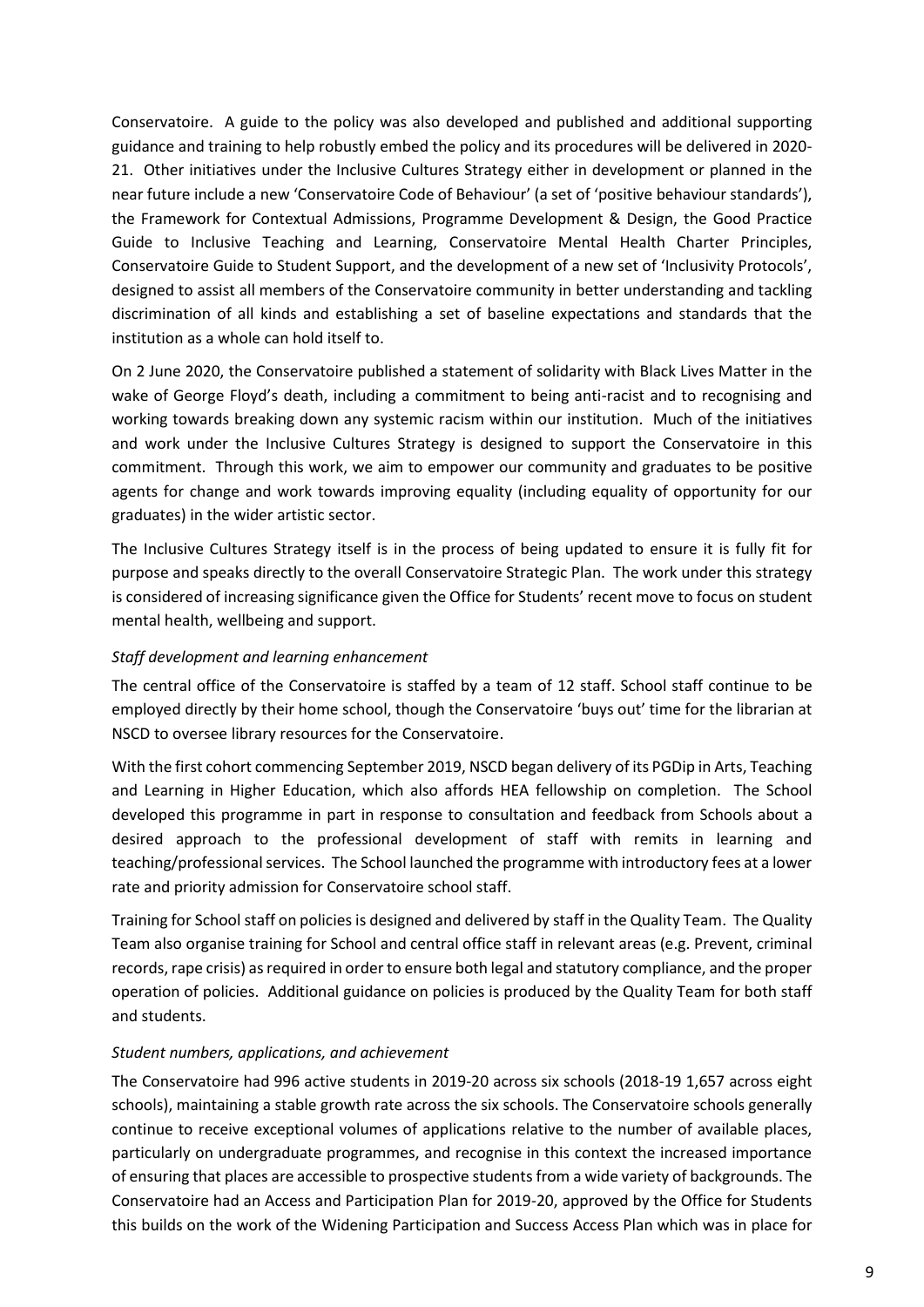Conservatoire. A guide to the policy was also developed and published and additional supporting guidance and training to help robustly embed the policy and its procedures will be delivered in 2020-21. Other initiatives under the Inclusive Cultures Strategy either in development or planned in the near future include a new 'Conservatoire Code of Behaviour' (a set of 'positive behaviour standards'), the Framework for Contextual Admissions, Programme Development & Design, the Good Practice Guide to Inclusive Teaching and Learning, Conservatoire Mental Health Charter Principles, Conservatoire Guide to Student Support, and the development of a new set of 'Inclusivity Protocols', designed to assist all members of the Conservatoire community in better understanding and tackling discrimination of all kinds and establishing a set of baseline expectations and standards that the institution as a whole can hold itself to.

On 2 June 2020, the Conservatoire published a statement of solidarity with Black Lives Matter in the wake of George Floyd's death, including a commitment to being anti-racist and to recognising and working towards breaking down any systemic racism within our institution. Much of the initiatives and work under the Inclusive Cultures Strategy is designed to support the Conservatoire in this commitment. Through this work, we aim to empower our community and graduates to be positive agents for change and work towards improving equality (including equality of opportunity for our graduates) in the wider artistic sector.

The Inclusive Cultures Strategy itself is in the process of being updated to ensure it is fully fit for purpose and speaks directly to the overall Conservatoire Strategic Plan. The work under this strategy is considered of increasing significance given the Office for Students' recent move to focus on student mental health, wellbeing and support.

*Staff development and learning enhancement*

The central office of the Conservatoire is staffed by a team of 12 staff. School staff continue to be employed directly by their home school, though the Conservatoire 'buys out' time for the librarian at NSCD to oversee library resources for the Conservatoire.

With the first cohort commencing September 2019, NSCD began delivery of its PGDip in Arts, Teaching and Learning in Higher Education, which also affords HEA fellowship on completion. The School developed this programme in part in response to consultation and feedback from Schools about a desired approach to the professional development of staff with remits in learning and teaching/professional services. The School launched the programme with introductory fees at a lower rate and priority admission for Conservatoire school staff.

Training for School staff on policies is designed and delivered by staff in the Quality Team. The Quality Team also organise training for School and central office staff in relevant areas (e.g. Prevent, criminal records, rape crisis) as required in order to ensure both legal and statutory compliance, and the proper operation of policies. Additional guidance on policies is produced by the Quality Team for both staff and students.

*Student numbers, applications, and achievement*

The Conservatoire had 996 active students in 2019-20 across six schools (2018-19 1,657 across eight schools), maintaining a stable growth rate across the six schools. The Conservatoire schools generally continue to receive exceptional volumes of applications relative to the number of available places, particularly on undergraduate programmes, and recognise in this context the increased importance of ensuring that places are accessible to prospective students from a wide variety of backgrounds. The Conservatoire had an Access and Participation Plan for 2019-20, approved by the Office for Students this builds on the work of the Widening Participation and Success Access Plan which was in place for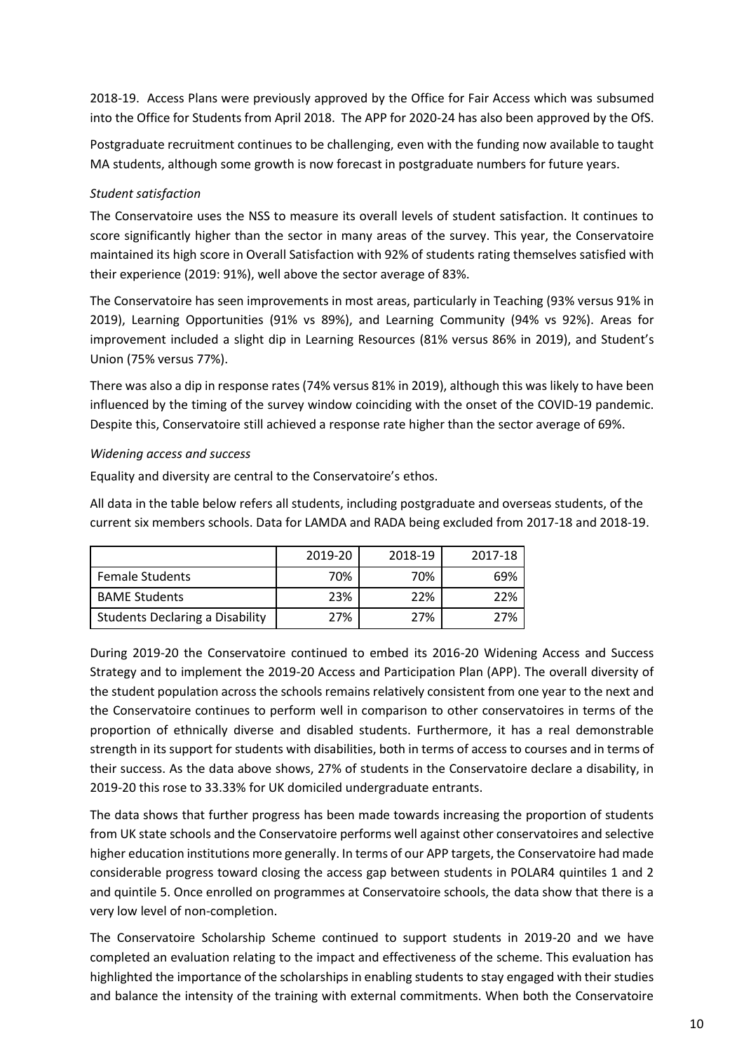2018-19. Access Plans were previously approved by the Office for Fair Access which was subsumed into the Office for Students from April 2018. The APP for 2020-24 has also been approved by the OfS.

Postgraduate recruitment continues to be challenging, even with the funding now available to taught MA students, although some growth is now forecast in postgraduate numbers for future years.

*Student satisfaction*

The Conservatoire uses the NSS to measure its overall levels of student satisfaction. It continues to score significantly higher than the sector in many areas of the survey. This year, the Conservatoire maintained its high score in Overall Satisfaction with 92% of students rating themselves satisfied with their experience (2019: 91%), well above the sector average of 83%.

The Conservatoire has seen improvements in most areas, particularly in Teaching (93% versus 91% in 2019), Learning Opportunities (91% vs 89%), and Learning Community (94% vs 92%). Areas for improvement included a slight dip in Learning Resources (81% versus 86% in 2019), and Student's Union (75% versus 77%).

There was also a dip in response rates (74% versus 81% in 2019), although this was likely to have been influenced by the timing of the survey window coinciding with the onset of the COVID-19 pandemic. Despite this, Conservatoire still achieved a response rate higher than the sector average of 69%.

*Widening access and success*

Equality and diversity are central to the Conservatoire's ethos.

All data in the table below refers all students, including postgraduate and overseas students, of the current six members schools. Data for LAMDA and RADA being excluded from 2017-18 and 2018-19.

| | 2019-20 | 2018-19 | 2017-18 |
|---|---|---|---|
| Female Students | 70% | 70% | 69% |
| BAME Students | 23% | 22% | 22% |
| Students Declaring a Disability | 27% | 27% | 27% |

During 2019-20 the Conservatoire continued to embed its 2016-20 Widening Access and Success Strategy and to implement the 2019-20 Access and Participation Plan (APP). The overall diversity of the student population across the schools remains relatively consistent from one year to the next and the Conservatoire continues to perform well in comparison to other conservatoires in terms of the proportion of ethnically diverse and disabled students. Furthermore, it has a real demonstrable strength in its support for students with disabilities, both in terms of access to courses and in terms of their success. As the data above shows, 27% of students in the Conservatoire declare a disability, in 2019-20 this rose to 33.33% for UK domiciled undergraduate entrants.

The data shows that further progress has been made towards increasing the proportion of students from UK state schools and the Conservatoire performs well against other conservatoires and selective higher education institutions more generally. In terms of our APP targets, the Conservatoire had made considerable progress toward closing the access gap between students in POLAR4 quintiles 1 and 2 and quintile 5. Once enrolled on programmes at Conservatoire schools, the data show that there is a very low level of non-completion.

The Conservatoire Scholarship Scheme continued to support students in 2019-20 and we have completed an evaluation relating to the impact and effectiveness of the scheme. This evaluation has highlighted the importance of the scholarships in enabling students to stay engaged with their studies and balance the intensity of the training with external commitments. When both the Conservatoire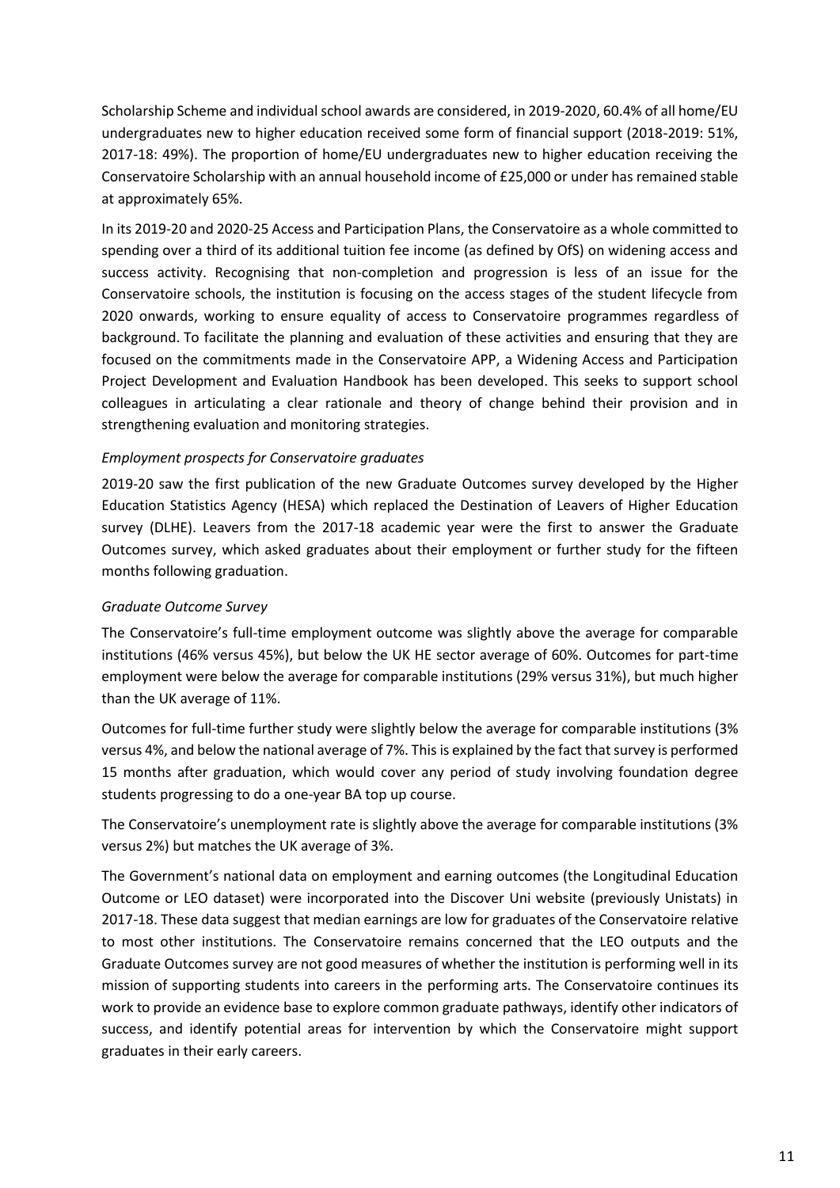Scholarship Scheme and individual school awards are considered, in 2019-2020, 60.4% of all home/EU undergraduates new to higher education received some form of financial support (2018-2019: 51%, 2017-18: 49%). The proportion of home/EU undergraduates new to higher education receiving the Conservatoire Scholarship with an annual household income of £25,000 or under has remained stable at approximately 65%.

In its 2019-20 and 2020-25 Access and Participation Plans, the Conservatoire as a whole committed to spending over a third of its additional tuition fee income (as defined by OfS) on widening access and success activity. Recognising that non-completion and progression is less of an issue for the Conservatoire schools, the institution is focusing on the access stages of the student lifecycle from 2020 onwards, working to ensure equality of access to Conservatoire programmes regardless of background. To facilitate the planning and evaluation of these activities and ensuring that they are focused on the commitments made in the Conservatoire APP, a Widening Access and Participation Project Development and Evaluation Handbook has been developed. This seeks to support school colleagues in articulating a clear rationale and theory of change behind their provision and in strengthening evaluation and monitoring strategies.

*Employment prospects for Conservatoire graduates*

2019-20 saw the first publication of the new Graduate Outcomes survey developed by the Higher Education Statistics Agency (HESA) which replaced the Destination of Leavers of Higher Education survey (DLHE). Leavers from the 2017-18 academic year were the first to answer the Graduate Outcomes survey, which asked graduates about their employment or further study for the fifteen months following graduation.

*Graduate Outcome Survey*

The Conservatoire's full-time employment outcome was slightly above the average for comparable institutions (46% versus 45%), but below the UK HE sector average of 60%. Outcomes for part-time employment were below the average for comparable institutions (29% versus 31%), but much higher than the UK average of 11%.

Outcomes for full-time further study were slightly below the average for comparable institutions (3% versus 4%, and below the national average of 7%. This is explained by the fact that survey is performed 15 months after graduation, which would cover any period of study involving foundation degree students progressing to do a one-year BA top up course.

The Conservatoire's unemployment rate is slightly above the average for comparable institutions (3% versus 2%) but matches the UK average of 3%.

The Government's national data on employment and earning outcomes (the Longitudinal Education Outcome or LEO dataset) were incorporated into the Discover Uni website (previously Unistats) in 2017-18. These data suggest that median earnings are low for graduates of the Conservatoire relative to most other institutions. The Conservatoire remains concerned that the LEO outputs and the Graduate Outcomes survey are not good measures of whether the institution is performing well in its mission of supporting students into careers in the performing arts. The Conservatoire continues its work to provide an evidence base to explore common graduate pathways, identify other indicators of success, and identify potential areas for intervention by which the Conservatoire might support graduates in their early careers.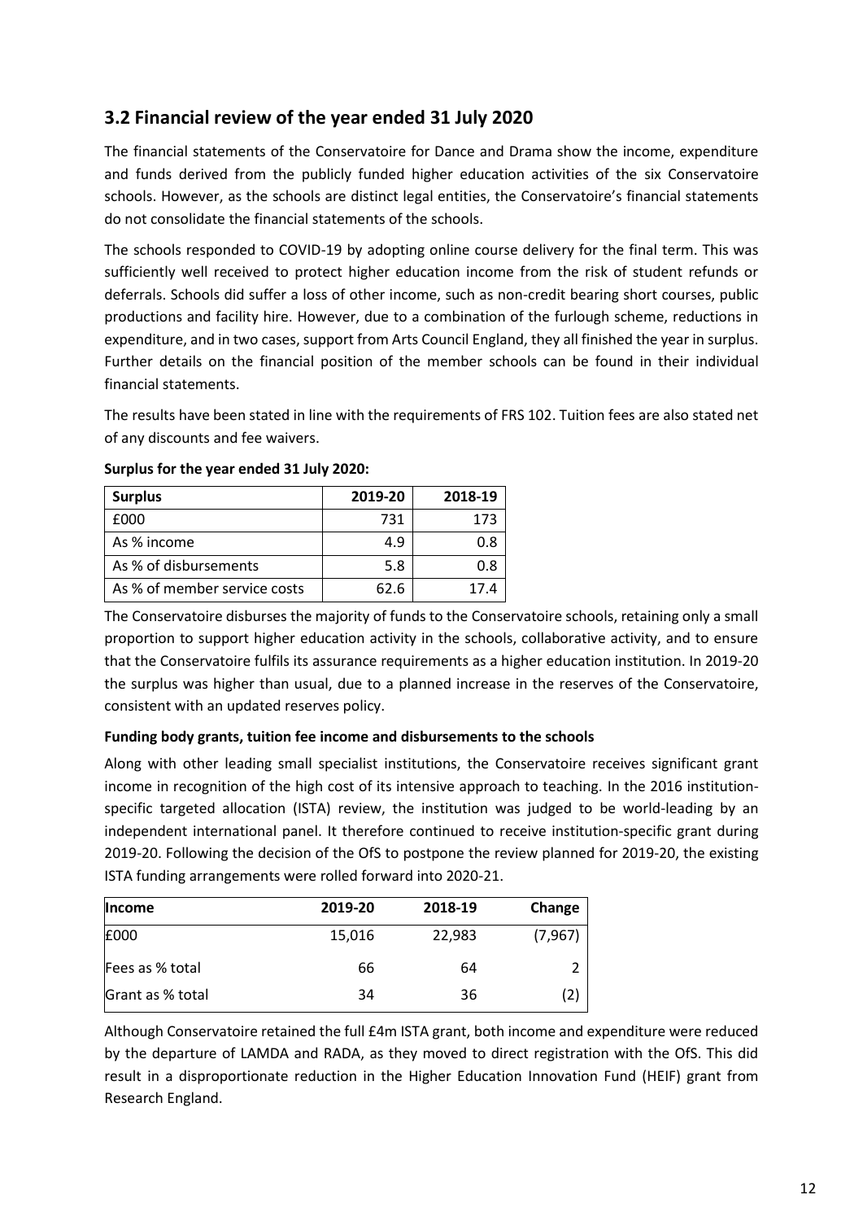## 3.2 Financial review of the year ended 31 July 2020

The financial statements of the Conservatoire for Dance and Drama show the income, expenditure and funds derived from the publicly funded higher education activities of the six Conservatoire schools. However, as the schools are distinct legal entities, the Conservatoire's financial statements do not consolidate the financial statements of the schools.

The schools responded to COVID-19 by adopting online course delivery for the final term. This was sufficiently well received to protect higher education income from the risk of student refunds or deferrals. Schools did suffer a loss of other income, such as non-credit bearing short courses, public productions and facility hire. However, due to a combination of the furlough scheme, reductions in expenditure, and in two cases, support from Arts Council England, they all finished the year in surplus. Further details on the financial position of the member schools can be found in their individual financial statements.

The results have been stated in line with the requirements of FRS 102. Tuition fees are also stated net of any discounts and fee waivers.

**Surplus for the year ended 31 July 2020:**

| Surplus | 2019-20 | 2018-19 |
|---|---|---|
| £000 | 731 | 173 |
| As % income | 4.9 | 0.8 |
| As % of disbursements | 5.8 | 0.8 |
| As % of member service costs | 62.6 | 17.4 |

The Conservatoire disburses the majority of funds to the Conservatoire schools, retaining only a small proportion to support higher education activity in the schools, collaborative activity, and to ensure that the Conservatoire fulfils its assurance requirements as a higher education institution. In 2019-20 the surplus was higher than usual, due to a planned increase in the reserves of the Conservatoire, consistent with an updated reserves policy.

**Funding body grants, tuition fee income and disbursements to the schools**

Along with other leading small specialist institutions, the Conservatoire receives significant grant income in recognition of the high cost of its intensive approach to teaching. In the 2016 institution-specific targeted allocation (ISTA) review, the institution was judged to be world-leading by an independent international panel. It therefore continued to receive institution-specific grant during 2019-20. Following the decision of the OfS to postpone the review planned for 2019-20, the existing ISTA funding arrangements were rolled forward into 2020-21.

| Income | 2019-20 | 2018-19 | Change |
|---|---|---|---|
| £000 | 15,016 | 22,983 | (7,967) |
| Fees as % total | 66 | 64 | 2 |
| Grant as % total | 34 | 36 | (2) |

Although Conservatoire retained the full £4m ISTA grant, both income and expenditure were reduced by the departure of LAMDA and RADA, as they moved to direct registration with the OfS. This did result in a disproportionate reduction in the Higher Education Innovation Fund (HEIF) grant from Research England.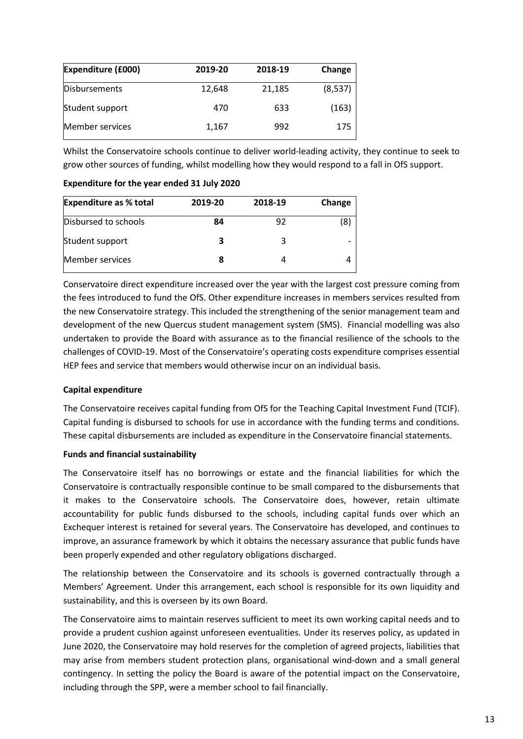| Expenditure (£000) | 2019-20 | 2018-19 | Change |
|---|---|---|---|
| Disbursements | 12,648 | 21,185 | (8,537) |
| Student support | 470 | 633 | (163) |
| Member services | 1,167 | 992 | 175 |

Whilst the Conservatoire schools continue to deliver world-leading activity, they continue to seek to grow other sources of funding, whilst modelling how they would respond to a fall in OfS support.

**Expenditure for the year ended 31 July 2020**

| Expenditure as % total | 2019-20 | 2018-19 | Change |
|---|---|---|---|
| Disbursed to schools | **84** | 92 | (8) |
| Student support | **3** | 3 | - |
| Member services | **8** | 4 | 4 |

Conservatoire direct expenditure increased over the year with the largest cost pressure coming from the fees introduced to fund the OfS. Other expenditure increases in members services resulted from the new Conservatoire strategy. This included the strengthening of the senior management team and development of the new Quercus student management system (SMS). Financial modelling was also undertaken to provide the Board with assurance as to the financial resilience of the schools to the challenges of COVID-19. Most of the Conservatoire's operating costs expenditure comprises essential HEP fees and service that members would otherwise incur on an individual basis.

**Capital expenditure**

The Conservatoire receives capital funding from OfS for the Teaching Capital Investment Fund (TCIF). Capital funding is disbursed to schools for use in accordance with the funding terms and conditions. These capital disbursements are included as expenditure in the Conservatoire financial statements.

**Funds and financial sustainability**

The Conservatoire itself has no borrowings or estate and the financial liabilities for which the Conservatoire is contractually responsible continue to be small compared to the disbursements that it makes to the Conservatoire schools. The Conservatoire does, however, retain ultimate accountability for public funds disbursed to the schools, including capital funds over which an Exchequer interest is retained for several years. The Conservatoire has developed, and continues to improve, an assurance framework by which it obtains the necessary assurance that public funds have been properly expended and other regulatory obligations discharged.

The relationship between the Conservatoire and its schools is governed contractually through a Members' Agreement. Under this arrangement, each school is responsible for its own liquidity and sustainability, and this is overseen by its own Board.

The Conservatoire aims to maintain reserves sufficient to meet its own working capital needs and to provide a prudent cushion against unforeseen eventualities. Under its reserves policy, as updated in June 2020, the Conservatoire may hold reserves for the completion of agreed projects, liabilities that may arise from members student protection plans, organisational wind-down and a small general contingency. In setting the policy the Board is aware of the potential impact on the Conservatoire, including through the SPP, were a member school to fail financially.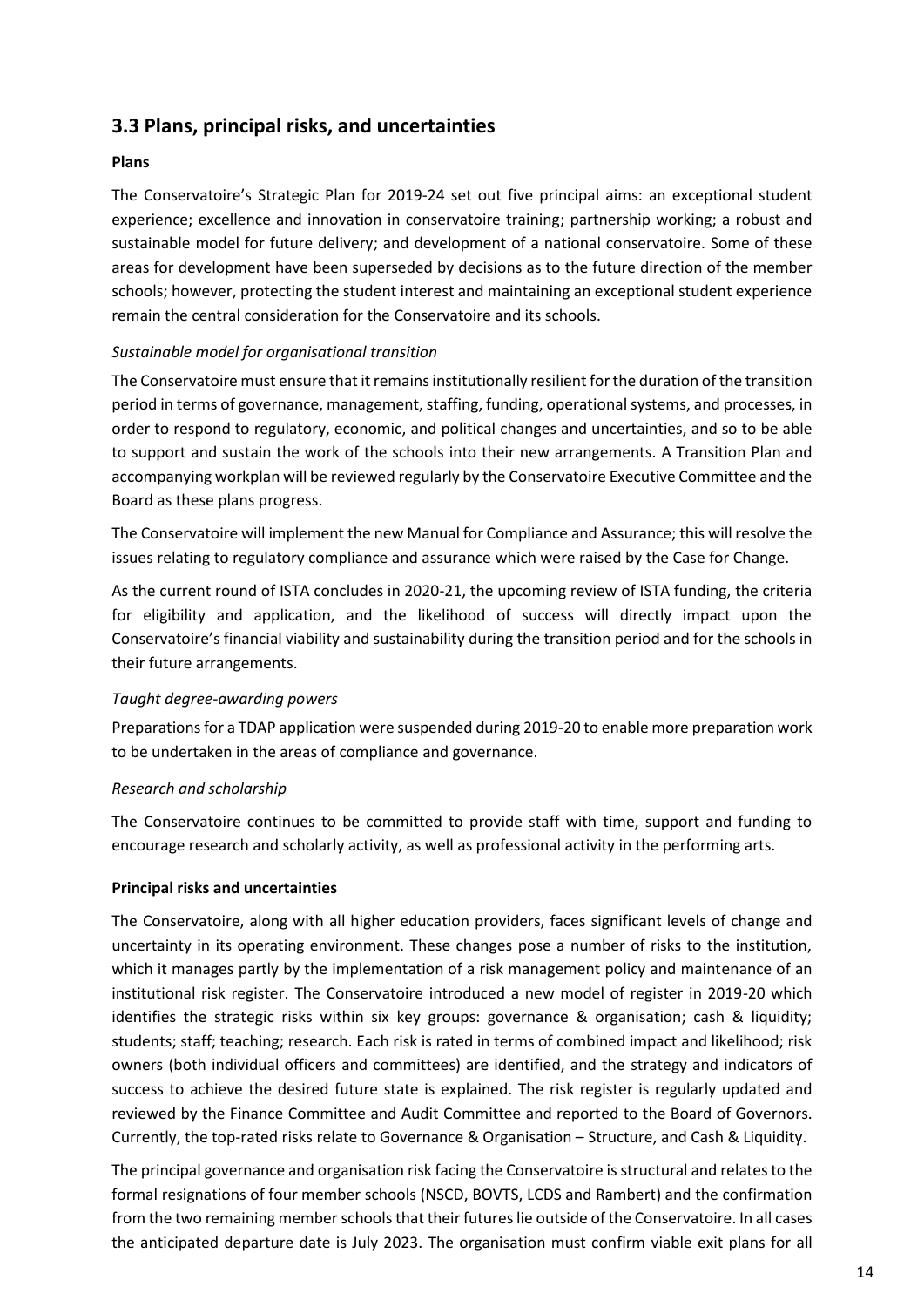## 3.3 Plans, principal risks, and uncertainties

**Plans**

The Conservatoire's Strategic Plan for 2019-24 set out five principal aims: an exceptional student experience; excellence and innovation in conservatoire training; partnership working; a robust and sustainable model for future delivery; and development of a national conservatoire. Some of these areas for development have been superseded by decisions as to the future direction of the member schools; however, protecting the student interest and maintaining an exceptional student experience remain the central consideration for the Conservatoire and its schools.

*Sustainable model for organisational transition*

The Conservatoire must ensure that it remains institutionally resilient for the duration of the transition period in terms of governance, management, staffing, funding, operational systems, and processes, in order to respond to regulatory, economic, and political changes and uncertainties, and so to be able to support and sustain the work of the schools into their new arrangements. A Transition Plan and accompanying workplan will be reviewed regularly by the Conservatoire Executive Committee and the Board as these plans progress.

The Conservatoire will implement the new Manual for Compliance and Assurance; this will resolve the issues relating to regulatory compliance and assurance which were raised by the Case for Change.

As the current round of ISTA concludes in 2020-21, the upcoming review of ISTA funding, the criteria for eligibility and application, and the likelihood of success will directly impact upon the Conservatoire's financial viability and sustainability during the transition period and for the schools in their future arrangements.

*Taught degree-awarding powers*

Preparations for a TDAP application were suspended during 2019-20 to enable more preparation work to be undertaken in the areas of compliance and governance.

*Research and scholarship*

The Conservatoire continues to be committed to provide staff with time, support and funding to encourage research and scholarly activity, as well as professional activity in the performing arts.

**Principal risks and uncertainties**

The Conservatoire, along with all higher education providers, faces significant levels of change and uncertainty in its operating environment. These changes pose a number of risks to the institution, which it manages partly by the implementation of a risk management policy and maintenance of an institutional risk register. The Conservatoire introduced a new model of register in 2019-20 which identifies the strategic risks within six key groups: governance & organisation; cash & liquidity; students; staff; teaching; research. Each risk is rated in terms of combined impact and likelihood; risk owners (both individual officers and committees) are identified, and the strategy and indicators of success to achieve the desired future state is explained. The risk register is regularly updated and reviewed by the Finance Committee and Audit Committee and reported to the Board of Governors. Currently, the top-rated risks relate to Governance & Organisation – Structure, and Cash & Liquidity.

The principal governance and organisation risk facing the Conservatoire is structural and relates to the formal resignations of four member schools (NSCD, BOVTS, LCDS and Rambert) and the confirmation from the two remaining member schools that their futures lie outside of the Conservatoire. In all cases the anticipated departure date is July 2023. The organisation must confirm viable exit plans for all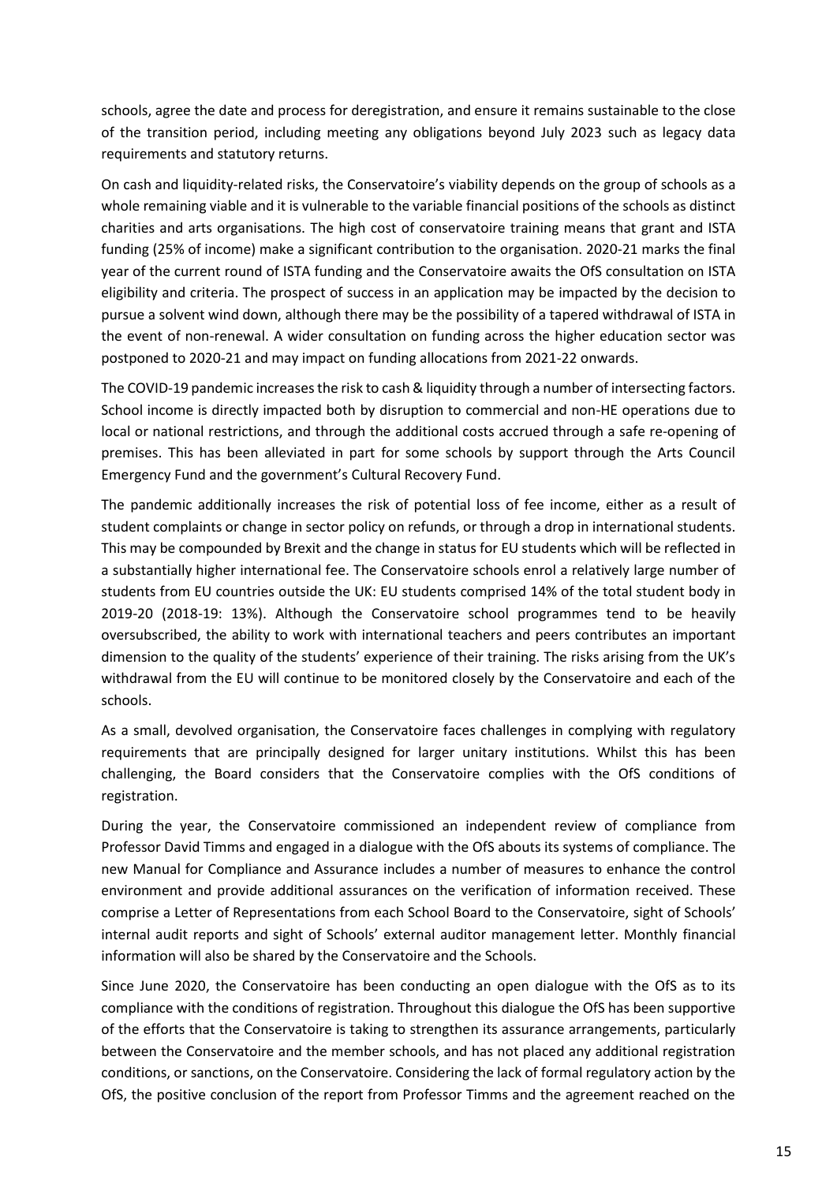schools, agree the date and process for deregistration, and ensure it remains sustainable to the close of the transition period, including meeting any obligations beyond July 2023 such as legacy data requirements and statutory returns.

On cash and liquidity-related risks, the Conservatoire's viability depends on the group of schools as a whole remaining viable and it is vulnerable to the variable financial positions of the schools as distinct charities and arts organisations. The high cost of conservatoire training means that grant and ISTA funding (25% of income) make a significant contribution to the organisation. 2020-21 marks the final year of the current round of ISTA funding and the Conservatoire awaits the OfS consultation on ISTA eligibility and criteria. The prospect of success in an application may be impacted by the decision to pursue a solvent wind down, although there may be the possibility of a tapered withdrawal of ISTA in the event of non-renewal. A wider consultation on funding across the higher education sector was postponed to 2020-21 and may impact on funding allocations from 2021-22 onwards.

The COVID-19 pandemic increases the risk to cash & liquidity through a number of intersecting factors. School income is directly impacted both by disruption to commercial and non-HE operations due to local or national restrictions, and through the additional costs accrued through a safe re-opening of premises. This has been alleviated in part for some schools by support through the Arts Council Emergency Fund and the government's Cultural Recovery Fund.

The pandemic additionally increases the risk of potential loss of fee income, either as a result of student complaints or change in sector policy on refunds, or through a drop in international students. This may be compounded by Brexit and the change in status for EU students which will be reflected in a substantially higher international fee. The Conservatoire schools enrol a relatively large number of students from EU countries outside the UK: EU students comprised 14% of the total student body in 2019-20 (2018-19: 13%). Although the Conservatoire school programmes tend to be heavily oversubscribed, the ability to work with international teachers and peers contributes an important dimension to the quality of the students' experience of their training. The risks arising from the UK's withdrawal from the EU will continue to be monitored closely by the Conservatoire and each of the schools.

As a small, devolved organisation, the Conservatoire faces challenges in complying with regulatory requirements that are principally designed for larger unitary institutions. Whilst this has been challenging, the Board considers that the Conservatoire complies with the OfS conditions of registration.

During the year, the Conservatoire commissioned an independent review of compliance from Professor David Timms and engaged in a dialogue with the OfS abouts its systems of compliance. The new Manual for Compliance and Assurance includes a number of measures to enhance the control environment and provide additional assurances on the verification of information received. These comprise a Letter of Representations from each School Board to the Conservatoire, sight of Schools' internal audit reports and sight of Schools' external auditor management letter. Monthly financial information will also be shared by the Conservatoire and the Schools.

Since June 2020, the Conservatoire has been conducting an open dialogue with the OfS as to its compliance with the conditions of registration. Throughout this dialogue the OfS has been supportive of the efforts that the Conservatoire is taking to strengthen its assurance arrangements, particularly between the Conservatoire and the member schools, and has not placed any additional registration conditions, or sanctions, on the Conservatoire. Considering the lack of formal regulatory action by the OfS, the positive conclusion of the report from Professor Timms and the agreement reached on the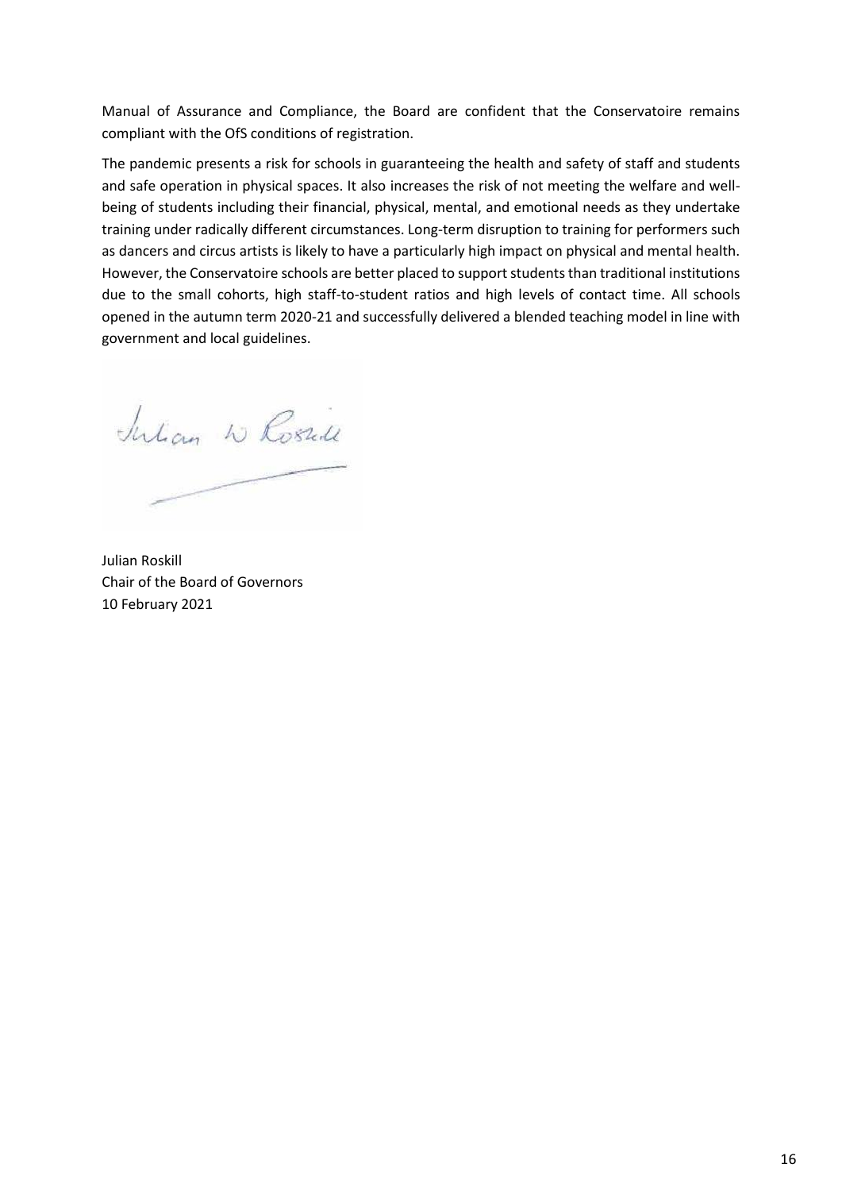Manual of Assurance and Compliance, the Board are confident that the Conservatoire remains compliant with the OfS conditions of registration.

The pandemic presents a risk for schools in guaranteeing the health and safety of staff and students and safe operation in physical spaces. It also increases the risk of not meeting the welfare and well-being of students including their financial, physical, mental, and emotional needs as they undertake training under radically different circumstances. Long-term disruption to training for performers such as dancers and circus artists is likely to have a particularly high impact on physical and mental health. However, the Conservatoire schools are better placed to support students than traditional institutions due to the small cohorts, high staff-to-student ratios and high levels of contact time. All schools opened in the autumn term 2020-21 and successfully delivered a blended teaching model in line with government and local guidelines.

Julian Roskill
Chair of the Board of Governors
10 February 2021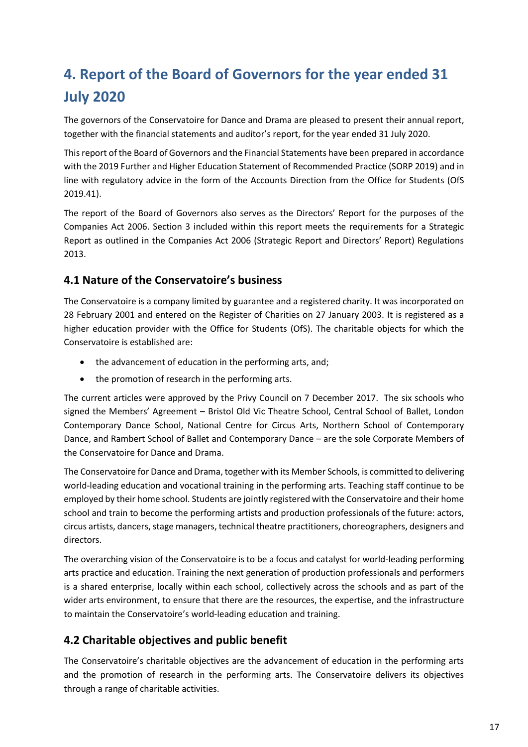# 4. Report of the Board of Governors for the year ended 31 July 2020

The governors of the Conservatoire for Dance and Drama are pleased to present their annual report, together with the financial statements and auditor's report, for the year ended 31 July 2020.

This report of the Board of Governors and the Financial Statements have been prepared in accordance with the 2019 Further and Higher Education Statement of Recommended Practice (SORP 2019) and in line with regulatory advice in the form of the Accounts Direction from the Office for Students (OfS 2019.41).

The report of the Board of Governors also serves as the Directors' Report for the purposes of the Companies Act 2006. Section 3 included within this report meets the requirements for a Strategic Report as outlined in the Companies Act 2006 (Strategic Report and Directors' Report) Regulations 2013.

## 4.1 Nature of the Conservatoire's business

The Conservatoire is a company limited by guarantee and a registered charity. It was incorporated on 28 February 2001 and entered on the Register of Charities on 27 January 2003. It is registered as a higher education provider with the Office for Students (OfS). The charitable objects for which the Conservatoire is established are:

- the advancement of education in the performing arts, and;
- the promotion of research in the performing arts.

The current articles were approved by the Privy Council on 7 December 2017. The six schools who signed the Members' Agreement – Bristol Old Vic Theatre School, Central School of Ballet, London Contemporary Dance School, National Centre for Circus Arts, Northern School of Contemporary Dance, and Rambert School of Ballet and Contemporary Dance – are the sole Corporate Members of the Conservatoire for Dance and Drama.

The Conservatoire for Dance and Drama, together with its Member Schools, is committed to delivering world-leading education and vocational training in the performing arts. Teaching staff continue to be employed by their home school. Students are jointly registered with the Conservatoire and their home school and train to become the performing artists and production professionals of the future: actors, circus artists, dancers, stage managers, technical theatre practitioners, choreographers, designers and directors.

The overarching vision of the Conservatoire is to be a focus and catalyst for world-leading performing arts practice and education. Training the next generation of production professionals and performers is a shared enterprise, locally within each school, collectively across the schools and as part of the wider arts environment, to ensure that there are the resources, the expertise, and the infrastructure to maintain the Conservatoire's world-leading education and training.

## 4.2 Charitable objectives and public benefit

The Conservatoire's charitable objectives are the advancement of education in the performing arts and the promotion of research in the performing arts. The Conservatoire delivers its objectives through a range of charitable activities.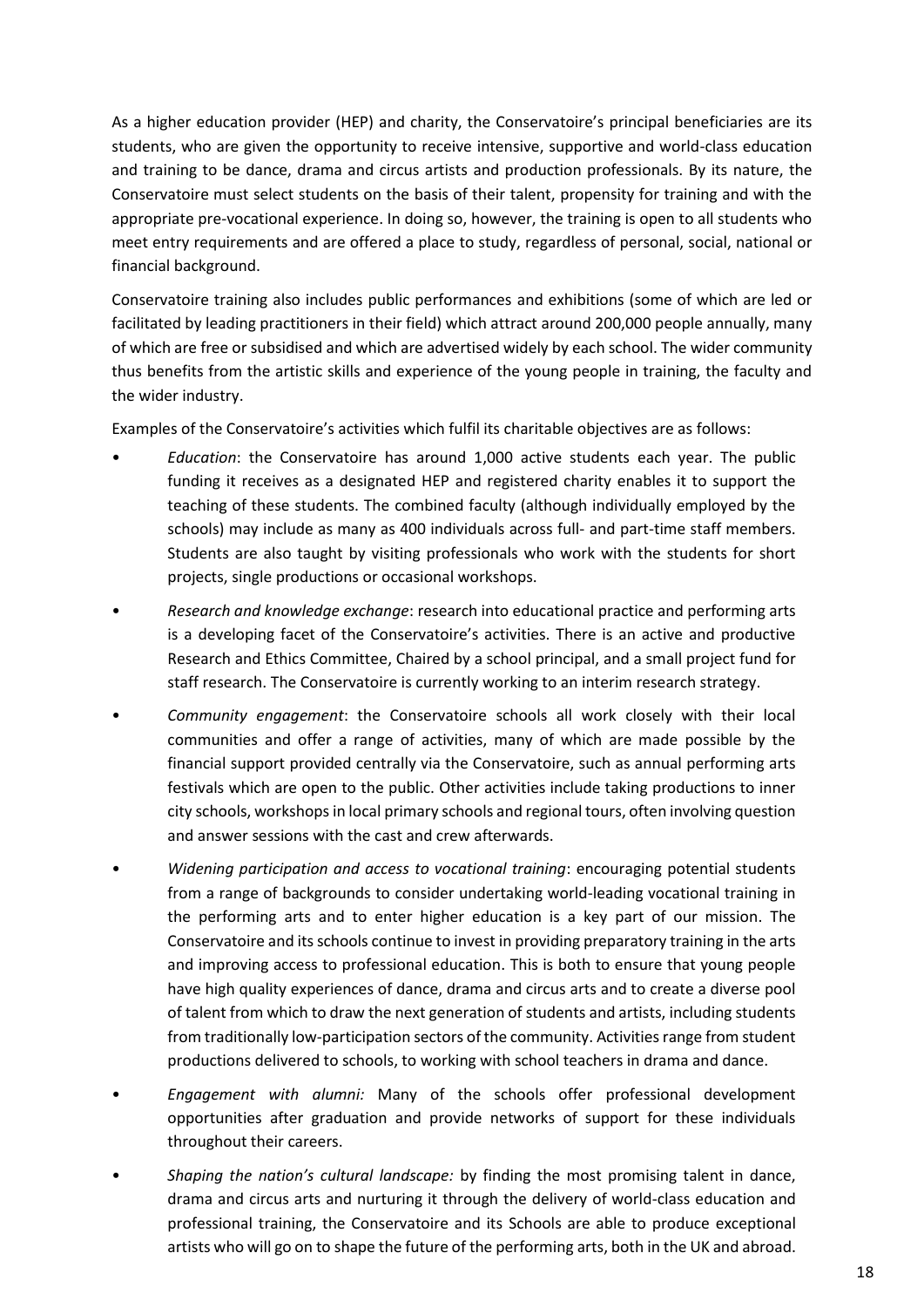As a higher education provider (HEP) and charity, the Conservatoire's principal beneficiaries are its students, who are given the opportunity to receive intensive, supportive and world-class education and training to be dance, drama and circus artists and production professionals. By its nature, the Conservatoire must select students on the basis of their talent, propensity for training and with the appropriate pre-vocational experience. In doing so, however, the training is open to all students who meet entry requirements and are offered a place to study, regardless of personal, social, national or financial background.

Conservatoire training also includes public performances and exhibitions (some of which are led or facilitated by leading practitioners in their field) which attract around 200,000 people annually, many of which are free or subsidised and which are advertised widely by each school. The wider community thus benefits from the artistic skills and experience of the young people in training, the faculty and the wider industry.

Examples of the Conservatoire's activities which fulfil its charitable objectives are as follows:

- *Education*: the Conservatoire has around 1,000 active students each year. The public funding it receives as a designated HEP and registered charity enables it to support the teaching of these students. The combined faculty (although individually employed by the schools) may include as many as 400 individuals across full- and part-time staff members. Students are also taught by visiting professionals who work with the students for short projects, single productions or occasional workshops.
- *Research and knowledge exchange*: research into educational practice and performing arts is a developing facet of the Conservatoire's activities. There is an active and productive Research and Ethics Committee, Chaired by a school principal, and a small project fund for staff research. The Conservatoire is currently working to an interim research strategy.
- *Community engagement*: the Conservatoire schools all work closely with their local communities and offer a range of activities, many of which are made possible by the financial support provided centrally via the Conservatoire, such as annual performing arts festivals which are open to the public. Other activities include taking productions to inner city schools, workshops in local primary schools and regional tours, often involving question and answer sessions with the cast and crew afterwards.
- *Widening participation and access to vocational training*: encouraging potential students from a range of backgrounds to consider undertaking world-leading vocational training in the performing arts and to enter higher education is a key part of our mission. The Conservatoire and its schools continue to invest in providing preparatory training in the arts and improving access to professional education. This is both to ensure that young people have high quality experiences of dance, drama and circus arts and to create a diverse pool of talent from which to draw the next generation of students and artists, including students from traditionally low-participation sectors of the community. Activities range from student productions delivered to schools, to working with school teachers in drama and dance.
- *Engagement with alumni:* Many of the schools offer professional development opportunities after graduation and provide networks of support for these individuals throughout their careers.
- *Shaping the nation's cultural landscape:* by finding the most promising talent in dance, drama and circus arts and nurturing it through the delivery of world-class education and professional training, the Conservatoire and its Schools are able to produce exceptional artists who will go on to shape the future of the performing arts, both in the UK and abroad.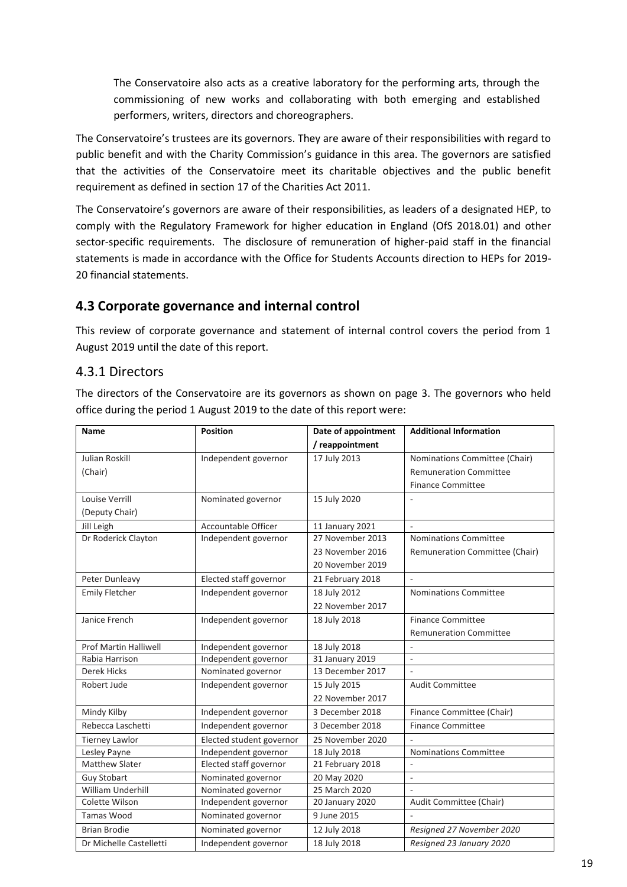The Conservatoire also acts as a creative laboratory for the performing arts, through the commissioning of new works and collaborating with both emerging and established performers, writers, directors and choreographers.

The Conservatoire's trustees are its governors. They are aware of their responsibilities with regard to public benefit and with the Charity Commission's guidance in this area. The governors are satisfied that the activities of the Conservatoire meet its charitable objectives and the public benefit requirement as defined in section 17 of the Charities Act 2011.

The Conservatoire's governors are aware of their responsibilities, as leaders of a designated HEP, to comply with the Regulatory Framework for higher education in England (OfS 2018.01) and other sector-specific requirements. The disclosure of remuneration of higher-paid staff in the financial statements is made in accordance with the Office for Students Accounts direction to HEPs for 2019-20 financial statements.

## 4.3 Corporate governance and internal control

This review of corporate governance and statement of internal control covers the period from 1 August 2019 until the date of this report.

### 4.3.1 Directors

The directors of the Conservatoire are its governors as shown on page 3. The governors who held office during the period 1 August 2019 to the date of this report were:

| Name | Position | Date of appointment / reappointment | Additional Information |
|---|---|---|---|
| Julian Roskill (Chair) | Independent governor | 17 July 2013 | Nominations Committee (Chair) Remuneration Committee Finance Committee |
| Louise Verrill (Deputy Chair) | Nominated governor | 15 July 2020 | - |
| Jill Leigh | Accountable Officer | 11 January 2021 | - |
| Dr Roderick Clayton | Independent governor | 27 November 2013 23 November 2016 20 November 2019 | Nominations Committee Remuneration Committee (Chair) |
| Peter Dunleavy | Elected staff governor | 21 February 2018 | - |
| Emily Fletcher | Independent governor | 18 July 2012 22 November 2017 | Nominations Committee |
| Janice French | Independent governor | 18 July 2018 | Finance Committee Remuneration Committee |
| Prof Martin Halliwell | Independent governor | 18 July 2018 | - |
| Rabia Harrison | Independent governor | 31 January 2019 | - |
| Derek Hicks | Nominated governor | 13 December 2017 | - |
| Robert Jude | Independent governor | 15 July 2015 22 November 2017 | Audit Committee |
| Mindy Kilby | Independent governor | 3 December 2018 | Finance Committee (Chair) |
| Rebecca Laschetti | Independent governor | 3 December 2018 | Finance Committee |
| Tierney Lawlor | Elected student governor | 25 November 2020 | - |
| Lesley Payne | Independent governor | 18 July 2018 | Nominations Committee |
| Matthew Slater | Elected staff governor | 21 February 2018 | - |
| Guy Stobart | Nominated governor | 20 May 2020 | - |
| William Underhill | Nominated governor | 25 March 2020 | - |
| Colette Wilson | Independent governor | 20 January 2020 | Audit Committee (Chair) |
| Tamas Wood | Nominated governor | 9 June 2015 | - |
| Brian Brodie | Nominated governor | 12 July 2018 | *Resigned 27 November 2020* |
| Dr Michelle Castelletti | Independent governor | 18 July 2018 | *Resigned 23 January 2020* |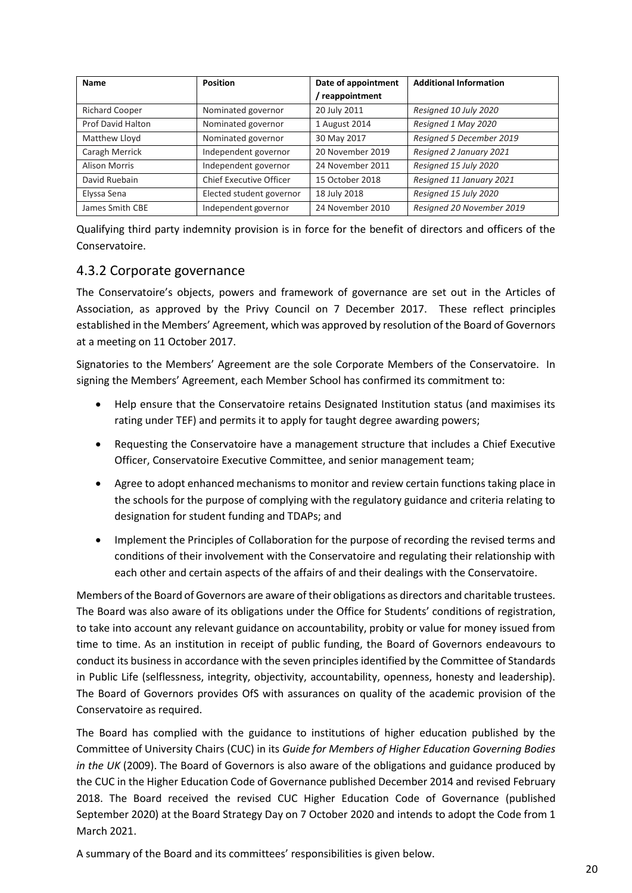| Name | Position | Date of appointment / reappointment | Additional Information |
|---|---|---|---|
| Richard Cooper | Nominated governor | 20 July 2011 | *Resigned 10 July 2020* |
| Prof David Halton | Nominated governor | 1 August 2014 | *Resigned 1 May 2020* |
| Matthew Lloyd | Nominated governor | 30 May 2017 | *Resigned 5 December 2019* |
| Caragh Merrick | Independent governor | 20 November 2019 | *Resigned 2 January 2021* |
| Alison Morris | Independent governor | 24 November 2011 | *Resigned 15 July 2020* |
| David Ruebain | Chief Executive Officer | 15 October 2018 | *Resigned 11 January 2021* |
| Elyssa Sena | Elected student governor | 18 July 2018 | *Resigned 15 July 2020* |
| James Smith CBE | Independent governor | 24 November 2010 | *Resigned 20 November 2019* |

Qualifying third party indemnity provision is in force for the benefit of directors and officers of the Conservatoire.

## 4.3.2 Corporate governance

The Conservatoire's objects, powers and framework of governance are set out in the Articles of Association, as approved by the Privy Council on 7 December 2017. These reflect principles established in the Members' Agreement, which was approved by resolution of the Board of Governors at a meeting on 11 October 2017.

Signatories to the Members' Agreement are the sole Corporate Members of the Conservatoire. In signing the Members' Agreement, each Member School has confirmed its commitment to:

- Help ensure that the Conservatoire retains Designated Institution status (and maximises its rating under TEF) and permits it to apply for taught degree awarding powers;
- Requesting the Conservatoire have a management structure that includes a Chief Executive Officer, Conservatoire Executive Committee, and senior management team;
- Agree to adopt enhanced mechanisms to monitor and review certain functions taking place in the schools for the purpose of complying with the regulatory guidance and criteria relating to designation for student funding and TDAPs; and
- Implement the Principles of Collaboration for the purpose of recording the revised terms and conditions of their involvement with the Conservatoire and regulating their relationship with each other and certain aspects of the affairs of and their dealings with the Conservatoire.

Members of the Board of Governors are aware of their obligations as directors and charitable trustees. The Board was also aware of its obligations under the Office for Students' conditions of registration, to take into account any relevant guidance on accountability, probity or value for money issued from time to time. As an institution in receipt of public funding, the Board of Governors endeavours to conduct its business in accordance with the seven principles identified by the Committee of Standards in Public Life (selflessness, integrity, objectivity, accountability, openness, honesty and leadership). The Board of Governors provides OfS with assurances on quality of the academic provision of the Conservatoire as required.

The Board has complied with the guidance to institutions of higher education published by the Committee of University Chairs (CUC) in its *Guide for Members of Higher Education Governing Bodies in the UK* (2009). The Board of Governors is also aware of the obligations and guidance produced by the CUC in the Higher Education Code of Governance published December 2014 and revised February 2018. The Board received the revised CUC Higher Education Code of Governance (published September 2020) at the Board Strategy Day on 7 October 2020 and intends to adopt the Code from 1 March 2021.

A summary of the Board and its committees' responsibilities is given below.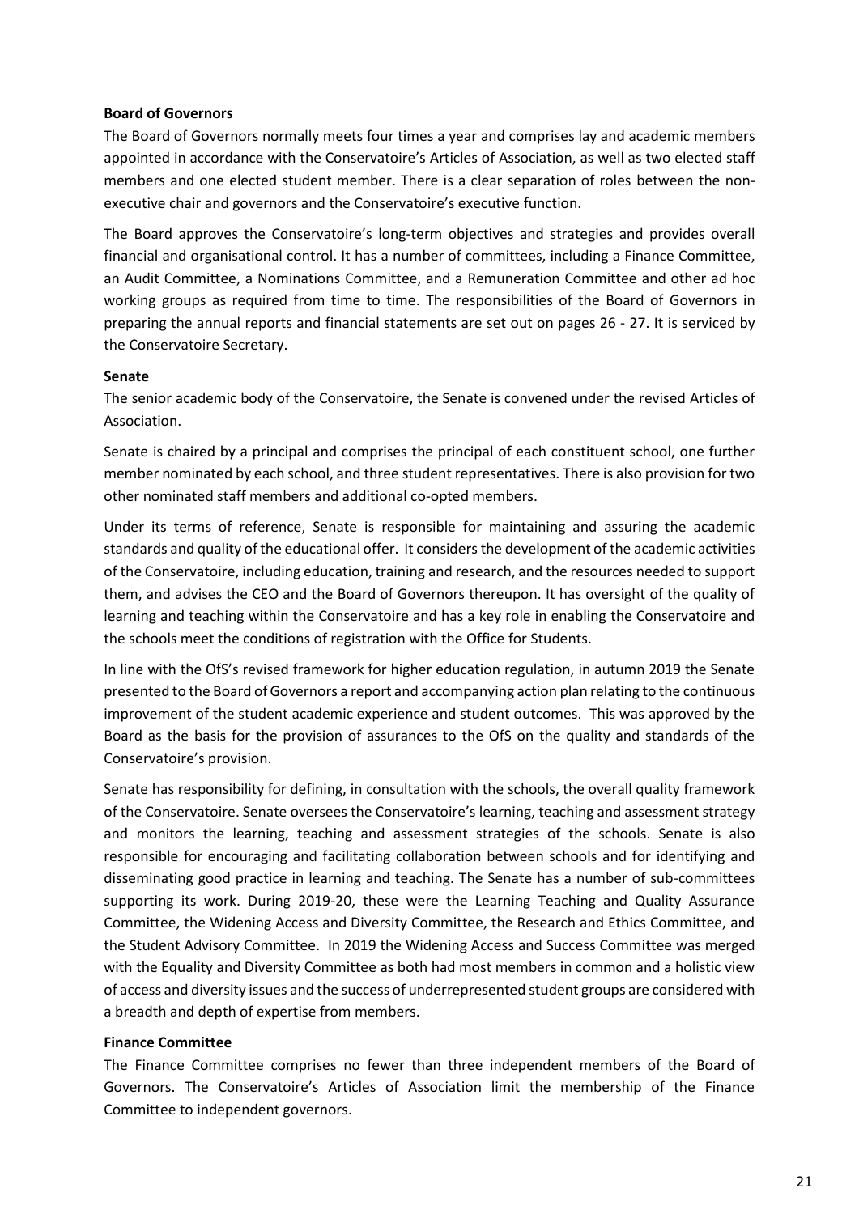**Board of Governors**

The Board of Governors normally meets four times a year and comprises lay and academic members appointed in accordance with the Conservatoire's Articles of Association, as well as two elected staff members and one elected student member. There is a clear separation of roles between the non-executive chair and governors and the Conservatoire's executive function.

The Board approves the Conservatoire's long-term objectives and strategies and provides overall financial and organisational control. It has a number of committees, including a Finance Committee, an Audit Committee, a Nominations Committee, and a Remuneration Committee and other ad hoc working groups as required from time to time. The responsibilities of the Board of Governors in preparing the annual reports and financial statements are set out on pages 26 - 27. It is serviced by the Conservatoire Secretary.

**Senate**

The senior academic body of the Conservatoire, the Senate is convened under the revised Articles of Association.

Senate is chaired by a principal and comprises the principal of each constituent school, one further member nominated by each school, and three student representatives. There is also provision for two other nominated staff members and additional co-opted members.

Under its terms of reference, Senate is responsible for maintaining and assuring the academic standards and quality of the educational offer. It considers the development of the academic activities of the Conservatoire, including education, training and research, and the resources needed to support them, and advises the CEO and the Board of Governors thereupon. It has oversight of the quality of learning and teaching within the Conservatoire and has a key role in enabling the Conservatoire and the schools meet the conditions of registration with the Office for Students.

In line with the OfS's revised framework for higher education regulation, in autumn 2019 the Senate presented to the Board of Governors a report and accompanying action plan relating to the continuous improvement of the student academic experience and student outcomes. This was approved by the Board as the basis for the provision of assurances to the OfS on the quality and standards of the Conservatoire's provision.

Senate has responsibility for defining, in consultation with the schools, the overall quality framework of the Conservatoire. Senate oversees the Conservatoire's learning, teaching and assessment strategy and monitors the learning, teaching and assessment strategies of the schools. Senate is also responsible for encouraging and facilitating collaboration between schools and for identifying and disseminating good practice in learning and teaching. The Senate has a number of sub-committees supporting its work. During 2019-20, these were the Learning Teaching and Quality Assurance Committee, the Widening Access and Diversity Committee, the Research and Ethics Committee, and the Student Advisory Committee. In 2019 the Widening Access and Success Committee was merged with the Equality and Diversity Committee as both had most members in common and a holistic view of access and diversity issues and the success of underrepresented student groups are considered with a breadth and depth of expertise from members.

**Finance Committee**

The Finance Committee comprises no fewer than three independent members of the Board of Governors. The Conservatoire's Articles of Association limit the membership of the Finance Committee to independent governors.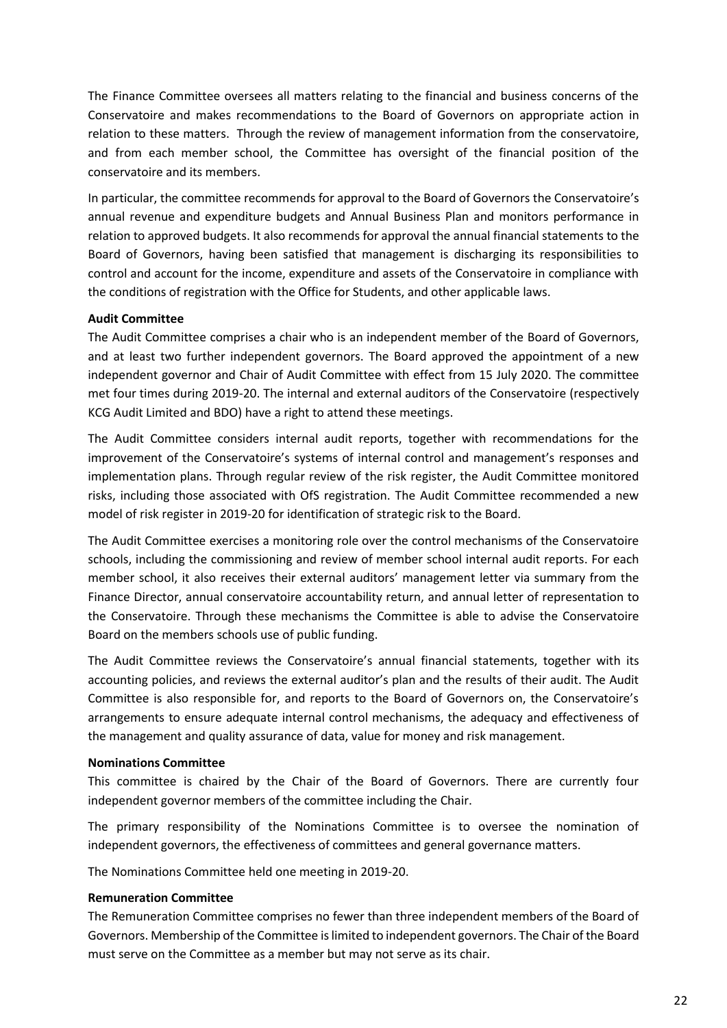The Finance Committee oversees all matters relating to the financial and business concerns of the Conservatoire and makes recommendations to the Board of Governors on appropriate action in relation to these matters. Through the review of management information from the conservatoire, and from each member school, the Committee has oversight of the financial position of the conservatoire and its members.

In particular, the committee recommends for approval to the Board of Governors the Conservatoire's annual revenue and expenditure budgets and Annual Business Plan and monitors performance in relation to approved budgets. It also recommends for approval the annual financial statements to the Board of Governors, having been satisfied that management is discharging its responsibilities to control and account for the income, expenditure and assets of the Conservatoire in compliance with the conditions of registration with the Office for Students, and other applicable laws.

**Audit Committee**

The Audit Committee comprises a chair who is an independent member of the Board of Governors, and at least two further independent governors. The Board approved the appointment of a new independent governor and Chair of Audit Committee with effect from 15 July 2020. The committee met four times during 2019-20. The internal and external auditors of the Conservatoire (respectively KCG Audit Limited and BDO) have a right to attend these meetings.

The Audit Committee considers internal audit reports, together with recommendations for the improvement of the Conservatoire's systems of internal control and management's responses and implementation plans. Through regular review of the risk register, the Audit Committee monitored risks, including those associated with OfS registration. The Audit Committee recommended a new model of risk register in 2019-20 for identification of strategic risk to the Board.

The Audit Committee exercises a monitoring role over the control mechanisms of the Conservatoire schools, including the commissioning and review of member school internal audit reports. For each member school, it also receives their external auditors' management letter via summary from the Finance Director, annual conservatoire accountability return, and annual letter of representation to the Conservatoire. Through these mechanisms the Committee is able to advise the Conservatoire Board on the members schools use of public funding.

The Audit Committee reviews the Conservatoire's annual financial statements, together with its accounting policies, and reviews the external auditor's plan and the results of their audit. The Audit Committee is also responsible for, and reports to the Board of Governors on, the Conservatoire's arrangements to ensure adequate internal control mechanisms, the adequacy and effectiveness of the management and quality assurance of data, value for money and risk management.

**Nominations Committee**

This committee is chaired by the Chair of the Board of Governors. There are currently four independent governor members of the committee including the Chair.

The primary responsibility of the Nominations Committee is to oversee the nomination of independent governors, the effectiveness of committees and general governance matters.

The Nominations Committee held one meeting in 2019-20.

**Remuneration Committee**

The Remuneration Committee comprises no fewer than three independent members of the Board of Governors. Membership of the Committee is limited to independent governors. The Chair of the Board must serve on the Committee as a member but may not serve as its chair.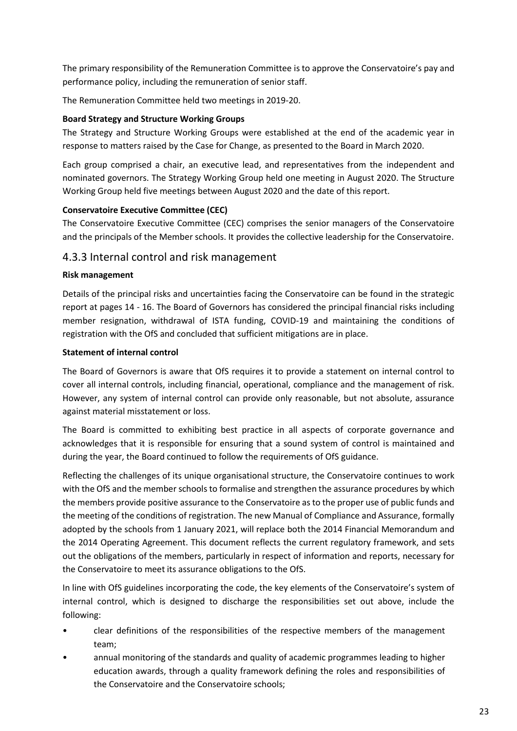The primary responsibility of the Remuneration Committee is to approve the Conservatoire's pay and performance policy, including the remuneration of senior staff.

The Remuneration Committee held two meetings in 2019-20.

**Board Strategy and Structure Working Groups**

The Strategy and Structure Working Groups were established at the end of the academic year in response to matters raised by the Case for Change, as presented to the Board in March 2020.

Each group comprised a chair, an executive lead, and representatives from the independent and nominated governors. The Strategy Working Group held one meeting in August 2020. The Structure Working Group held five meetings between August 2020 and the date of this report.

**Conservatoire Executive Committee (CEC)**

The Conservatoire Executive Committee (CEC) comprises the senior managers of the Conservatoire and the principals of the Member schools. It provides the collective leadership for the Conservatoire.

### 4.3.3 Internal control and risk management

**Risk management**

Details of the principal risks and uncertainties facing the Conservatoire can be found in the strategic report at pages 14 - 16. The Board of Governors has considered the principal financial risks including member resignation, withdrawal of ISTA funding, COVID-19 and maintaining the conditions of registration with the OfS and concluded that sufficient mitigations are in place.

**Statement of internal control**

The Board of Governors is aware that OfS requires it to provide a statement on internal control to cover all internal controls, including financial, operational, compliance and the management of risk. However, any system of internal control can provide only reasonable, but not absolute, assurance against material misstatement or loss.

The Board is committed to exhibiting best practice in all aspects of corporate governance and acknowledges that it is responsible for ensuring that a sound system of control is maintained and during the year, the Board continued to follow the requirements of OfS guidance.

Reflecting the challenges of its unique organisational structure, the Conservatoire continues to work with the OfS and the member schools to formalise and strengthen the assurance procedures by which the members provide positive assurance to the Conservatoire as to the proper use of public funds and the meeting of the conditions of registration. The new Manual of Compliance and Assurance, formally adopted by the schools from 1 January 2021, will replace both the 2014 Financial Memorandum and the 2014 Operating Agreement. This document reflects the current regulatory framework, and sets out the obligations of the members, particularly in respect of information and reports, necessary for the Conservatoire to meet its assurance obligations to the OfS.

In line with OfS guidelines incorporating the code, the key elements of the Conservatoire's system of internal control, which is designed to discharge the responsibilities set out above, include the following:

- clear definitions of the responsibilities of the respective members of the management team;
- annual monitoring of the standards and quality of academic programmes leading to higher education awards, through a quality framework defining the roles and responsibilities of the Conservatoire and the Conservatoire schools;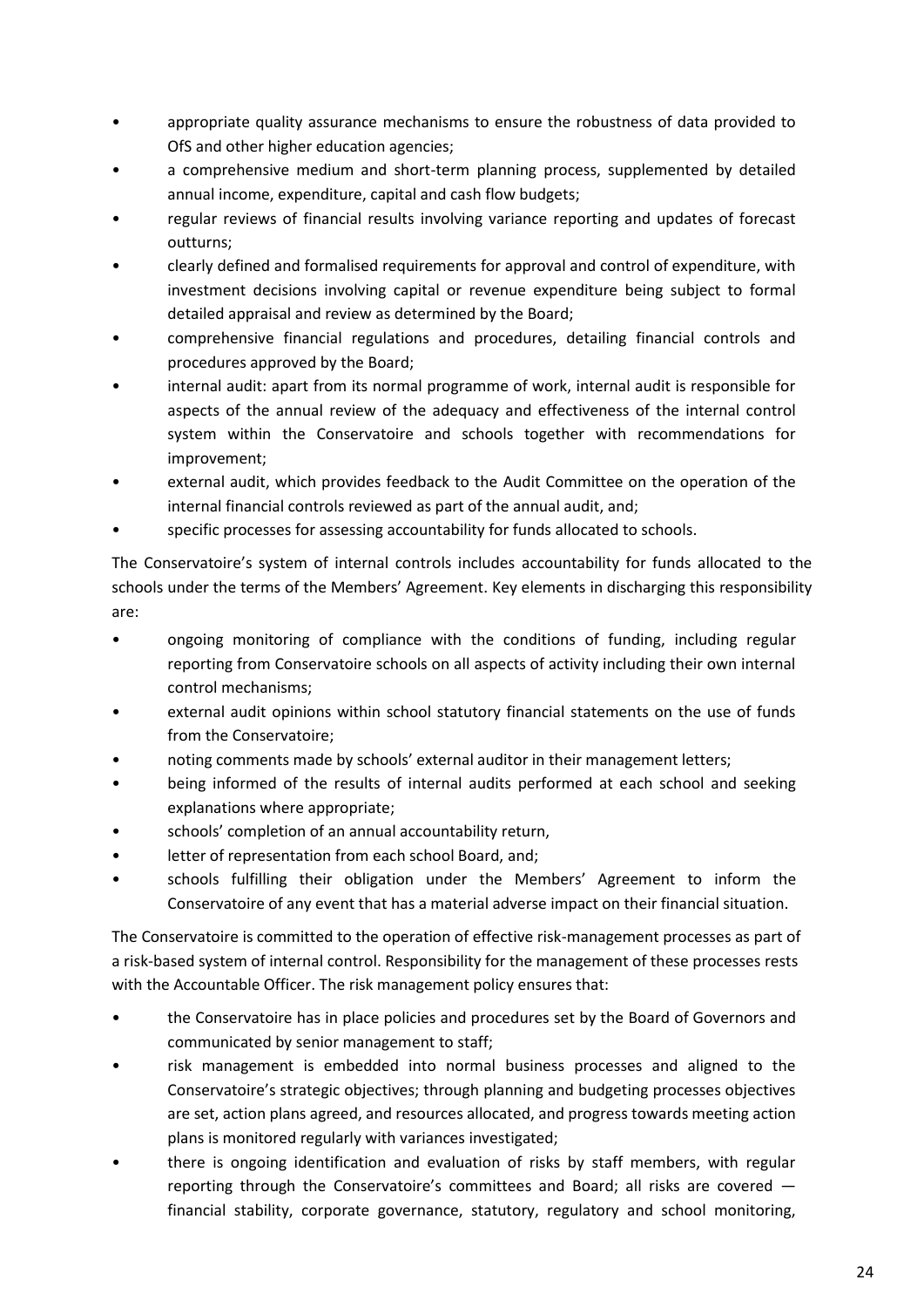- appropriate quality assurance mechanisms to ensure the robustness of data provided to OfS and other higher education agencies;
- a comprehensive medium and short-term planning process, supplemented by detailed annual income, expenditure, capital and cash flow budgets;
- regular reviews of financial results involving variance reporting and updates of forecast outturns;
- clearly defined and formalised requirements for approval and control of expenditure, with investment decisions involving capital or revenue expenditure being subject to formal detailed appraisal and review as determined by the Board;
- comprehensive financial regulations and procedures, detailing financial controls and procedures approved by the Board;
- internal audit: apart from its normal programme of work, internal audit is responsible for aspects of the annual review of the adequacy and effectiveness of the internal control system within the Conservatoire and schools together with recommendations for improvement;
- external audit, which provides feedback to the Audit Committee on the operation of the internal financial controls reviewed as part of the annual audit, and;
- specific processes for assessing accountability for funds allocated to schools.

The Conservatoire's system of internal controls includes accountability for funds allocated to the schools under the terms of the Members' Agreement. Key elements in discharging this responsibility are:

- ongoing monitoring of compliance with the conditions of funding, including regular reporting from Conservatoire schools on all aspects of activity including their own internal control mechanisms;
- external audit opinions within school statutory financial statements on the use of funds from the Conservatoire;
- noting comments made by schools' external auditor in their management letters;
- being informed of the results of internal audits performed at each school and seeking explanations where appropriate;
- schools' completion of an annual accountability return,
- letter of representation from each school Board, and;
- schools fulfilling their obligation under the Members' Agreement to inform the Conservatoire of any event that has a material adverse impact on their financial situation.

The Conservatoire is committed to the operation of effective risk-management processes as part of a risk-based system of internal control. Responsibility for the management of these processes rests with the Accountable Officer. The risk management policy ensures that:

- the Conservatoire has in place policies and procedures set by the Board of Governors and communicated by senior management to staff;
- risk management is embedded into normal business processes and aligned to the Conservatoire's strategic objectives; through planning and budgeting processes objectives are set, action plans agreed, and resources allocated, and progress towards meeting action plans is monitored regularly with variances investigated;
- there is ongoing identification and evaluation of risks by staff members, with regular reporting through the Conservatoire's committees and Board; all risks are covered — financial stability, corporate governance, statutory, regulatory and school monitoring,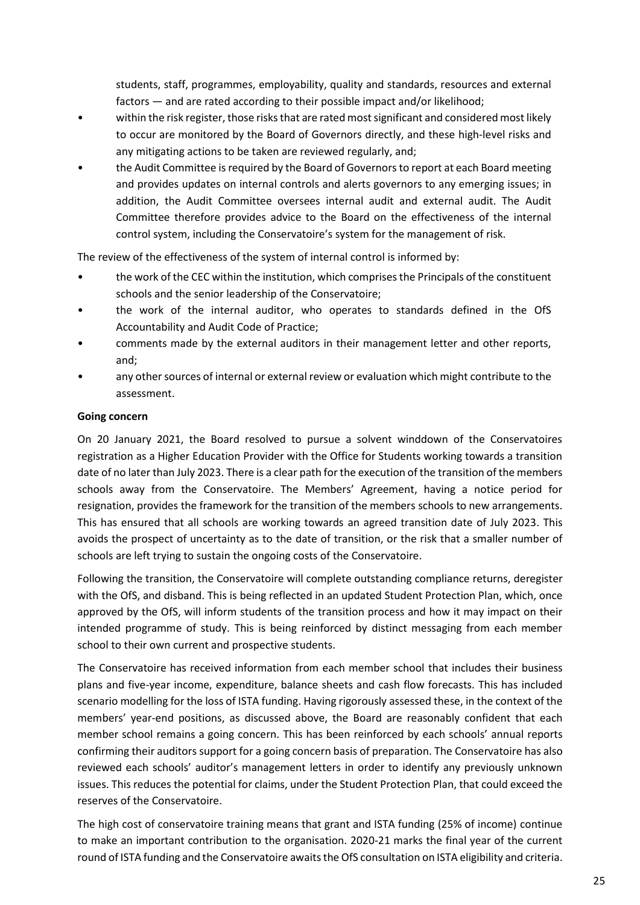students, staff, programmes, employability, quality and standards, resources and external factors — and are rated according to their possible impact and/or likelihood;

- within the risk register, those risks that are rated most significant and considered most likely to occur are monitored by the Board of Governors directly, and these high-level risks and any mitigating actions to be taken are reviewed regularly, and;
- the Audit Committee is required by the Board of Governors to report at each Board meeting and provides updates on internal controls and alerts governors to any emerging issues; in addition, the Audit Committee oversees internal audit and external audit. The Audit Committee therefore provides advice to the Board on the effectiveness of the internal control system, including the Conservatoire's system for the management of risk.

The review of the effectiveness of the system of internal control is informed by:

- the work of the CEC within the institution, which comprises the Principals of the constituent schools and the senior leadership of the Conservatoire;
- the work of the internal auditor, who operates to standards defined in the OfS Accountability and Audit Code of Practice;
- comments made by the external auditors in their management letter and other reports, and;
- any other sources of internal or external review or evaluation which might contribute to the assessment.

**Going concern**

On 20 January 2021, the Board resolved to pursue a solvent winddown of the Conservatoires registration as a Higher Education Provider with the Office for Students working towards a transition date of no later than July 2023. There is a clear path for the execution of the transition of the members schools away from the Conservatoire. The Members' Agreement, having a notice period for resignation, provides the framework for the transition of the members schools to new arrangements. This has ensured that all schools are working towards an agreed transition date of July 2023. This avoids the prospect of uncertainty as to the date of transition, or the risk that a smaller number of schools are left trying to sustain the ongoing costs of the Conservatoire.

Following the transition, the Conservatoire will complete outstanding compliance returns, deregister with the OfS, and disband. This is being reflected in an updated Student Protection Plan, which, once approved by the OfS, will inform students of the transition process and how it may impact on their intended programme of study. This is being reinforced by distinct messaging from each member school to their own current and prospective students.

The Conservatoire has received information from each member school that includes their business plans and five-year income, expenditure, balance sheets and cash flow forecasts. This has included scenario modelling for the loss of ISTA funding. Having rigorously assessed these, in the context of the members' year-end positions, as discussed above, the Board are reasonably confident that each member school remains a going concern. This has been reinforced by each schools' annual reports confirming their auditors support for a going concern basis of preparation. The Conservatoire has also reviewed each schools' auditor's management letters in order to identify any previously unknown issues. This reduces the potential for claims, under the Student Protection Plan, that could exceed the reserves of the Conservatoire.

The high cost of conservatoire training means that grant and ISTA funding (25% of income) continue to make an important contribution to the organisation. 2020-21 marks the final year of the current round of ISTA funding and the Conservatoire awaits the OfS consultation on ISTA eligibility and criteria.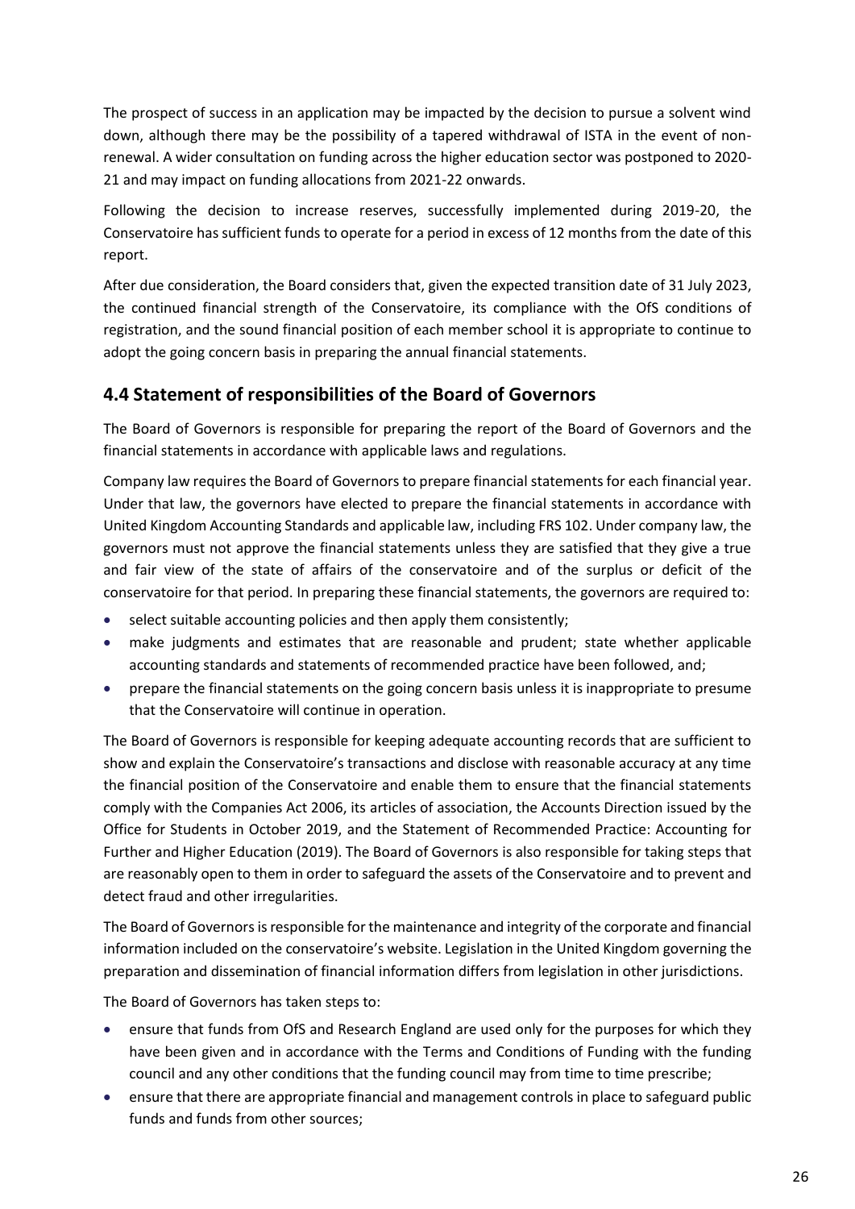The prospect of success in an application may be impacted by the decision to pursue a solvent wind down, although there may be the possibility of a tapered withdrawal of ISTA in the event of non-renewal. A wider consultation on funding across the higher education sector was postponed to 2020-21 and may impact on funding allocations from 2021-22 onwards.

Following the decision to increase reserves, successfully implemented during 2019-20, the Conservatoire has sufficient funds to operate for a period in excess of 12 months from the date of this report.

After due consideration, the Board considers that, given the expected transition date of 31 July 2023, the continued financial strength of the Conservatoire, its compliance with the OfS conditions of registration, and the sound financial position of each member school it is appropriate to continue to adopt the going concern basis in preparing the annual financial statements.

## 4.4 Statement of responsibilities of the Board of Governors

The Board of Governors is responsible for preparing the report of the Board of Governors and the financial statements in accordance with applicable laws and regulations.

Company law requires the Board of Governors to prepare financial statements for each financial year. Under that law, the governors have elected to prepare the financial statements in accordance with United Kingdom Accounting Standards and applicable law, including FRS 102. Under company law, the governors must not approve the financial statements unless they are satisfied that they give a true and fair view of the state of affairs of the conservatoire and of the surplus or deficit of the conservatoire for that period. In preparing these financial statements, the governors are required to:

- select suitable accounting policies and then apply them consistently;
- make judgments and estimates that are reasonable and prudent; state whether applicable accounting standards and statements of recommended practice have been followed, and;
- prepare the financial statements on the going concern basis unless it is inappropriate to presume that the Conservatoire will continue in operation.

The Board of Governors is responsible for keeping adequate accounting records that are sufficient to show and explain the Conservatoire's transactions and disclose with reasonable accuracy at any time the financial position of the Conservatoire and enable them to ensure that the financial statements comply with the Companies Act 2006, its articles of association, the Accounts Direction issued by the Office for Students in October 2019, and the Statement of Recommended Practice: Accounting for Further and Higher Education (2019). The Board of Governors is also responsible for taking steps that are reasonably open to them in order to safeguard the assets of the Conservatoire and to prevent and detect fraud and other irregularities.

The Board of Governors is responsible for the maintenance and integrity of the corporate and financial information included on the conservatoire's website. Legislation in the United Kingdom governing the preparation and dissemination of financial information differs from legislation in other jurisdictions.

The Board of Governors has taken steps to:

- ensure that funds from OfS and Research England are used only for the purposes for which they have been given and in accordance with the Terms and Conditions of Funding with the funding council and any other conditions that the funding council may from time to time prescribe;
- ensure that there are appropriate financial and management controls in place to safeguard public funds and funds from other sources;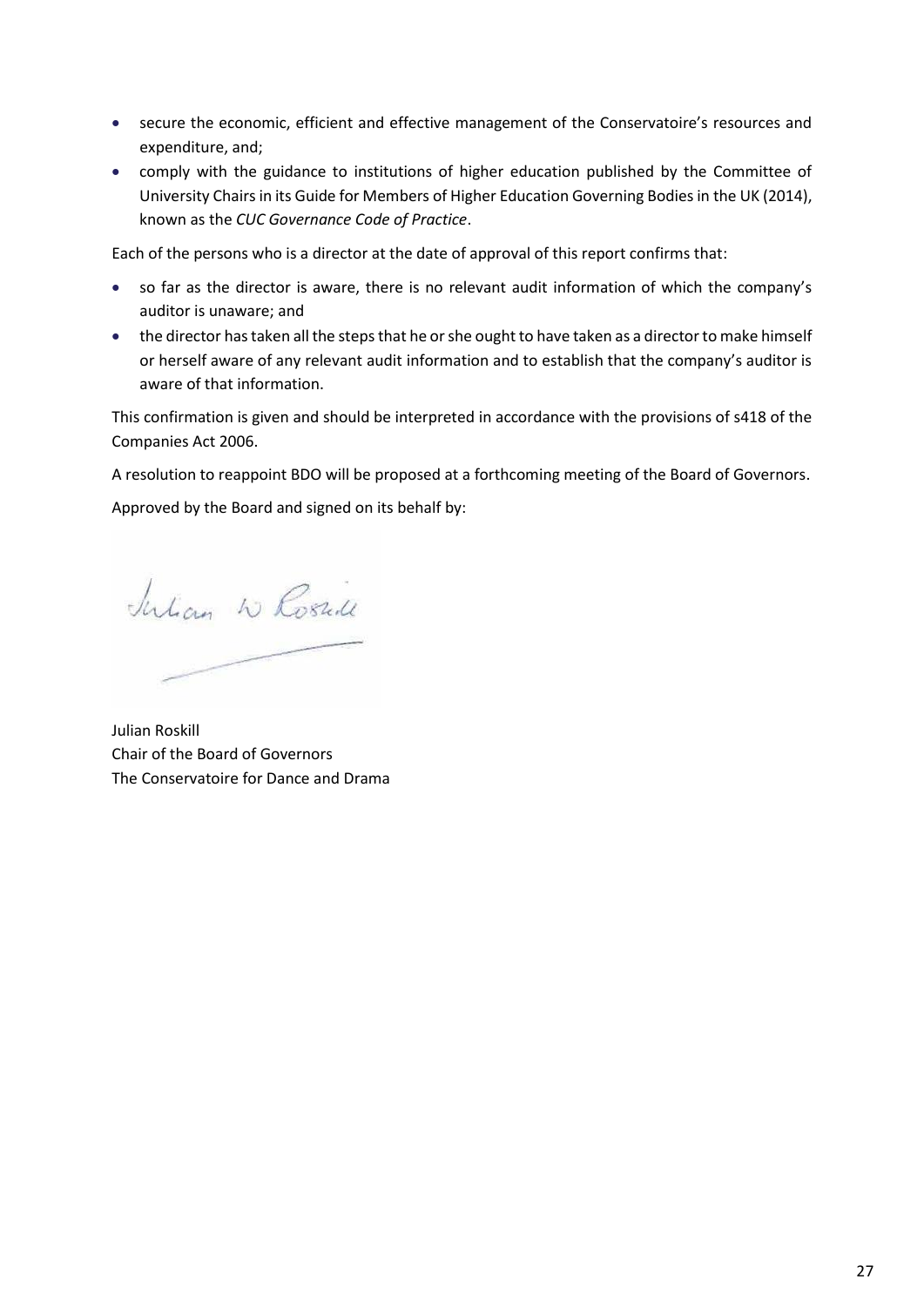- secure the economic, efficient and effective management of the Conservatoire's resources and expenditure, and;
- comply with the guidance to institutions of higher education published by the Committee of University Chairs in its Guide for Members of Higher Education Governing Bodies in the UK (2014), known as the *CUC Governance Code of Practice*.

Each of the persons who is a director at the date of approval of this report confirms that:

- so far as the director is aware, there is no relevant audit information of which the company's auditor is unaware; and
- the director has taken all the steps that he or she ought to have taken as a director to make himself or herself aware of any relevant audit information and to establish that the company's auditor is aware of that information.

This confirmation is given and should be interpreted in accordance with the provisions of s418 of the Companies Act 2006.

A resolution to reappoint BDO will be proposed at a forthcoming meeting of the Board of Governors.

Approved by the Board and signed on its behalf by:

Julian Roskill
Chair of the Board of Governors
The Conservatoire for Dance and Drama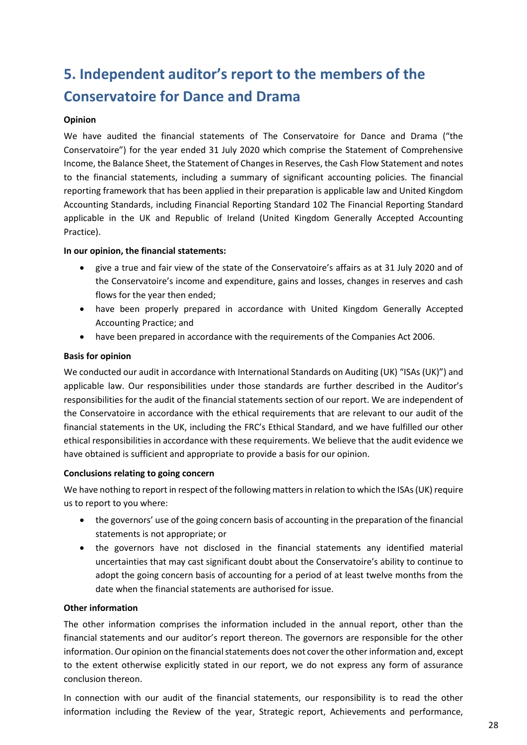# 5. Independent auditor's report to the members of the Conservatoire for Dance and Drama

**Opinion**

We have audited the financial statements of The Conservatoire for Dance and Drama ("the Conservatoire") for the year ended 31 July 2020 which comprise the Statement of Comprehensive Income, the Balance Sheet, the Statement of Changes in Reserves, the Cash Flow Statement and notes to the financial statements, including a summary of significant accounting policies. The financial reporting framework that has been applied in their preparation is applicable law and United Kingdom Accounting Standards, including Financial Reporting Standard 102 The Financial Reporting Standard applicable in the UK and Republic of Ireland (United Kingdom Generally Accepted Accounting Practice).

**In our opinion, the financial statements:**

- give a true and fair view of the state of the Conservatoire's affairs as at 31 July 2020 and of the Conservatoire's income and expenditure, gains and losses, changes in reserves and cash flows for the year then ended;
- have been properly prepared in accordance with United Kingdom Generally Accepted Accounting Practice; and
- have been prepared in accordance with the requirements of the Companies Act 2006.

**Basis for opinion**

We conducted our audit in accordance with International Standards on Auditing (UK) "ISAs (UK)") and applicable law. Our responsibilities under those standards are further described in the Auditor's responsibilities for the audit of the financial statements section of our report. We are independent of the Conservatoire in accordance with the ethical requirements that are relevant to our audit of the financial statements in the UK, including the FRC's Ethical Standard, and we have fulfilled our other ethical responsibilities in accordance with these requirements. We believe that the audit evidence we have obtained is sufficient and appropriate to provide a basis for our opinion.

**Conclusions relating to going concern**

We have nothing to report in respect of the following matters in relation to which the ISAs (UK) require us to report to you where:

- the governors' use of the going concern basis of accounting in the preparation of the financial statements is not appropriate; or
- the governors have not disclosed in the financial statements any identified material uncertainties that may cast significant doubt about the Conservatoire's ability to continue to adopt the going concern basis of accounting for a period of at least twelve months from the date when the financial statements are authorised for issue.

**Other information**

The other information comprises the information included in the annual report, other than the financial statements and our auditor's report thereon. The governors are responsible for the other information. Our opinion on the financial statements does not cover the other information and, except to the extent otherwise explicitly stated in our report, we do not express any form of assurance conclusion thereon.

In connection with our audit of the financial statements, our responsibility is to read the other information including the Review of the year, Strategic report, Achievements and performance,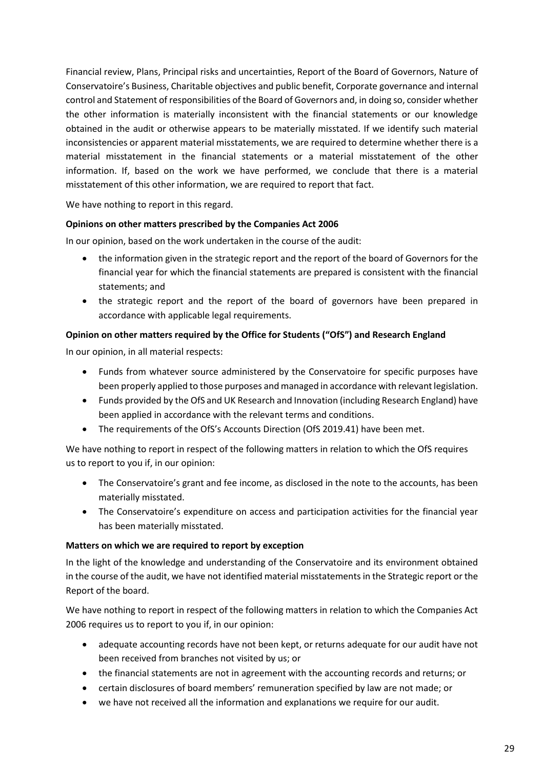Financial review, Plans, Principal risks and uncertainties, Report of the Board of Governors, Nature of Conservatoire's Business, Charitable objectives and public benefit, Corporate governance and internal control and Statement of responsibilities of the Board of Governors and, in doing so, consider whether the other information is materially inconsistent with the financial statements or our knowledge obtained in the audit or otherwise appears to be materially misstated. If we identify such material inconsistencies or apparent material misstatements, we are required to determine whether there is a material misstatement in the financial statements or a material misstatement of the other information. If, based on the work we have performed, we conclude that there is a material misstatement of this other information, we are required to report that fact.

We have nothing to report in this regard.

**Opinions on other matters prescribed by the Companies Act 2006**

In our opinion, based on the work undertaken in the course of the audit:

- the information given in the strategic report and the report of the board of Governors for the financial year for which the financial statements are prepared is consistent with the financial statements; and
- the strategic report and the report of the board of governors have been prepared in accordance with applicable legal requirements.

**Opinion on other matters required by the Office for Students ("OfS") and Research England**

In our opinion, in all material respects:

- Funds from whatever source administered by the Conservatoire for specific purposes have been properly applied to those purposes and managed in accordance with relevant legislation.
- Funds provided by the OfS and UK Research and Innovation (including Research England) have been applied in accordance with the relevant terms and conditions.
- The requirements of the OfS's Accounts Direction (OfS 2019.41) have been met.

We have nothing to report in respect of the following matters in relation to which the OfS requires us to report to you if, in our opinion:

- The Conservatoire's grant and fee income, as disclosed in the note to the accounts, has been materially misstated.
- The Conservatoire's expenditure on access and participation activities for the financial year has been materially misstated.

**Matters on which we are required to report by exception**

In the light of the knowledge and understanding of the Conservatoire and its environment obtained in the course of the audit, we have not identified material misstatements in the Strategic report or the Report of the board.

We have nothing to report in respect of the following matters in relation to which the Companies Act 2006 requires us to report to you if, in our opinion:

- adequate accounting records have not been kept, or returns adequate for our audit have not been received from branches not visited by us; or
- the financial statements are not in agreement with the accounting records and returns; or
- certain disclosures of board members' remuneration specified by law are not made; or
- we have not received all the information and explanations we require for our audit.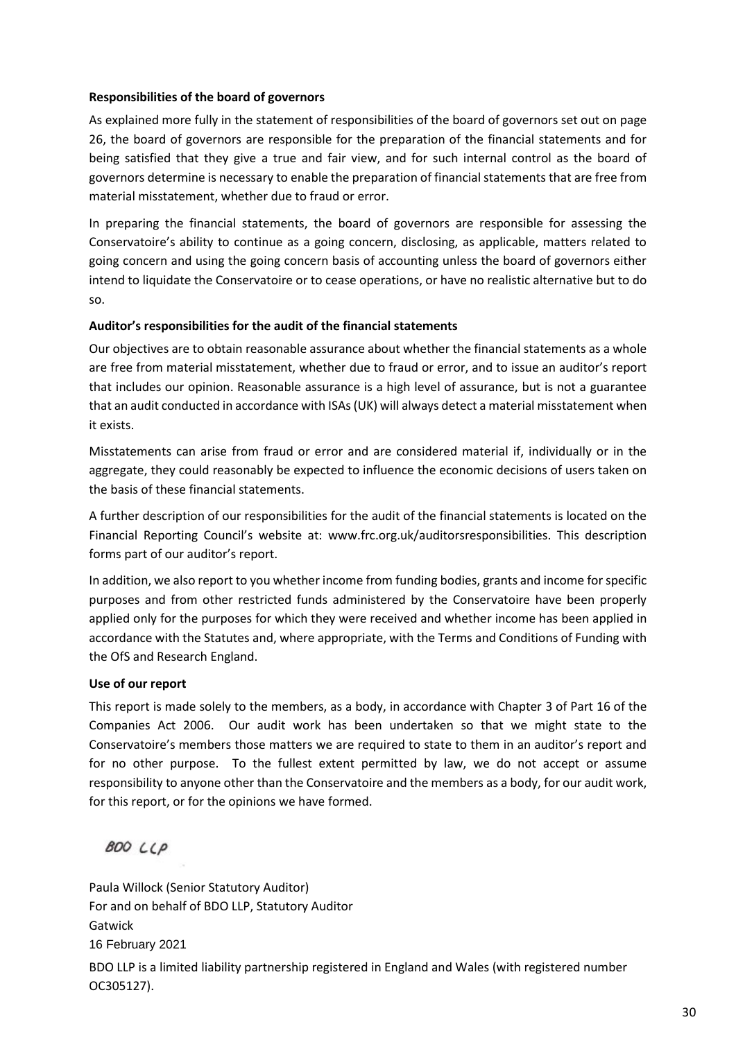**Responsibilities of the board of governors**

As explained more fully in the statement of responsibilities of the board of governors set out on page 26, the board of governors are responsible for the preparation of the financial statements and for being satisfied that they give a true and fair view, and for such internal control as the board of governors determine is necessary to enable the preparation of financial statements that are free from material misstatement, whether due to fraud or error.

In preparing the financial statements, the board of governors are responsible for assessing the Conservatoire's ability to continue as a going concern, disclosing, as applicable, matters related to going concern and using the going concern basis of accounting unless the board of governors either intend to liquidate the Conservatoire or to cease operations, or have no realistic alternative but to do so.

**Auditor's responsibilities for the audit of the financial statements**

Our objectives are to obtain reasonable assurance about whether the financial statements as a whole are free from material misstatement, whether due to fraud or error, and to issue an auditor's report that includes our opinion. Reasonable assurance is a high level of assurance, but is not a guarantee that an audit conducted in accordance with ISAs (UK) will always detect a material misstatement when it exists.

Misstatements can arise from fraud or error and are considered material if, individually or in the aggregate, they could reasonably be expected to influence the economic decisions of users taken on the basis of these financial statements.

A further description of our responsibilities for the audit of the financial statements is located on the Financial Reporting Council's website at: www.frc.org.uk/auditorsresponsibilities. This description forms part of our auditor's report.

In addition, we also report to you whether income from funding bodies, grants and income for specific purposes and from other restricted funds administered by the Conservatoire have been properly applied only for the purposes for which they were received and whether income has been applied in accordance with the Statutes and, where appropriate, with the Terms and Conditions of Funding with the OfS and Research England.

**Use of our report**

This report is made solely to the members, as a body, in accordance with Chapter 3 of Part 16 of the Companies Act 2006. Our audit work has been undertaken so that we might state to the Conservatoire's members those matters we are required to state to them in an auditor's report and for no other purpose. To the fullest extent permitted by law, we do not accept or assume responsibility to anyone other than the Conservatoire and the members as a body, for our audit work, for this report, or for the opinions we have formed.

BDO LLP

Paula Willock (Senior Statutory Auditor)
For and on behalf of BDO LLP, Statutory Auditor
Gatwick
16 February 2021

BDO LLP is a limited liability partnership registered in England and Wales (with registered number OC305127).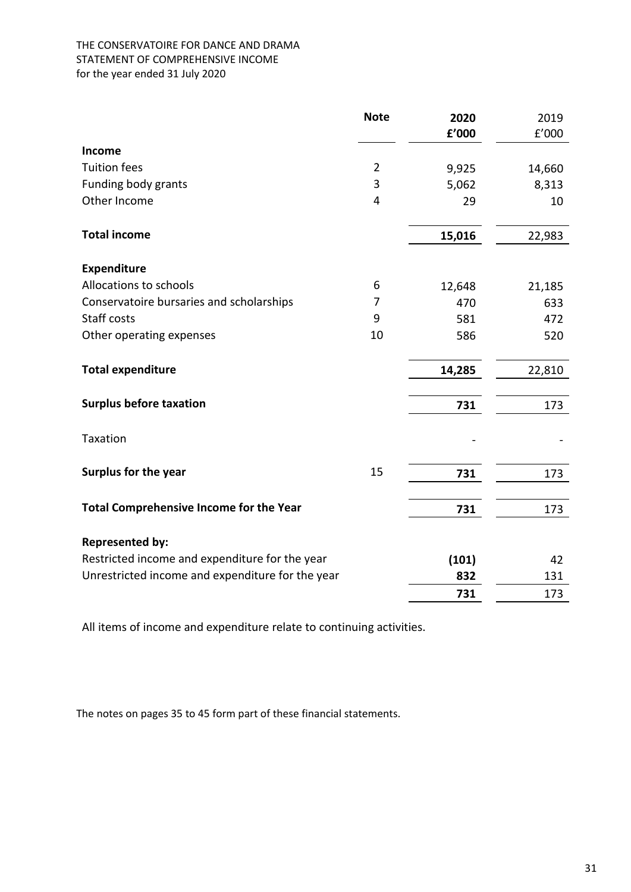THE CONSERVATOIRE FOR DANCE AND DRAMA
STATEMENT OF COMPREHENSIVE INCOME
for the year ended 31 July 2020

| | Note | 2020 £'000 | 2019 £'000 |
|---|---|---|---|
| **Income** | | | |
| Tuition fees | 2 | 9,925 | 14,660 |
| Funding body grants | 3 | 5,062 | 8,313 |
| Other Income | 4 | 29 | 10 |
| **Total income** | | **15,016** | 22,983 |
| **Expenditure** | | | |
| Allocations to schools | 6 | 12,648 | 21,185 |
| Conservatoire bursaries and scholarships | 7 | 470 | 633 |
| Staff costs | 9 | 581 | 472 |
| Other operating expenses | 10 | 586 | 520 |
| **Total expenditure** | | **14,285** | 22,810 |
| **Surplus before taxation** | | **731** | 173 |
| Taxation | | - | - |
| **Surplus for the year** | 15 | **731** | 173 |
| **Total Comprehensive Income for the Year** | | **731** | 173 |
| **Represented by:** | | | |
| Restricted income and expenditure for the year | | **(101)** | 42 |
| Unrestricted income and expenditure for the year | | **832** | 131 |
| | | **731** | 173 |

All items of income and expenditure relate to continuing activities.

The notes on pages 35 to 45 form part of these financial statements.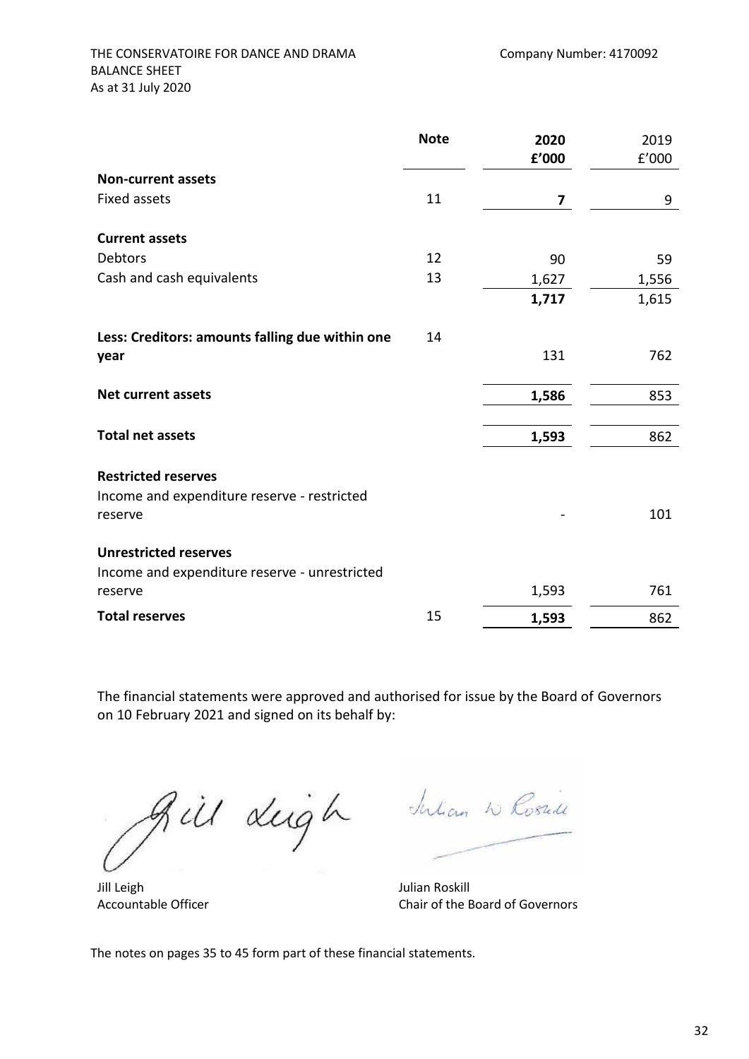THE CONSERVATOIRE FOR DANCE AND DRAMA

Company Number: 4170092

BALANCE SHEET

As at 31 July 2020

| | Note | 2020 £'000 | 2019 £'000 |
|---|---|---|---|
| **Non-current assets** | | | |
| Fixed assets | 11 | **7** | 9 |
| | | | |
| **Current assets** | | | |
| Debtors | 12 | 90 | 59 |
| Cash and cash equivalents | 13 | 1,627 | 1,556 |
| | | **1,717** | 1,615 |
| | | | |
| **Less: Creditors: amounts falling due within one year** | 14 | 131 | 762 |
| | | | |
| **Net current assets** | | **1,586** | 853 |
| | | | |
| **Total net assets** | | **1,593** | 862 |
| | | | |
| **Restricted reserves** | | | |
| Income and expenditure reserve - restricted reserve | | - | 101 |
| | | | |
| **Unrestricted reserves** | | | |
| Income and expenditure reserve - unrestricted reserve | | 1,593 | 761 |
| **Total reserves** | 15 | **1,593** | 862 |

The financial statements were approved and authorised for issue by the Board of Governors on 10 February 2021 and signed on its behalf by:

Jill Leigh
Accountable Officer

Julian Roskill
Chair of the Board of Governors

The notes on pages 35 to 45 form part of these financial statements.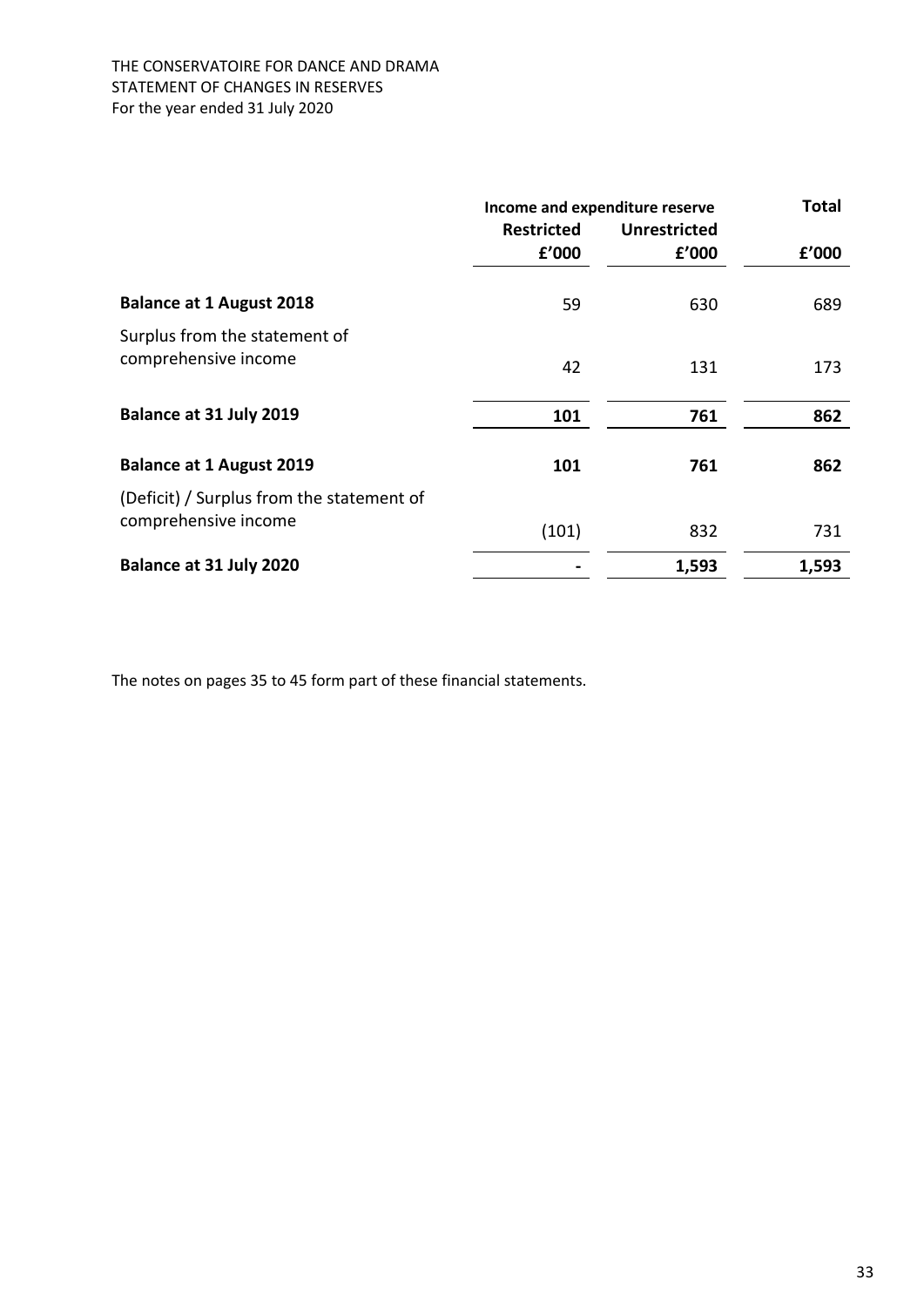THE CONSERVATOIRE FOR DANCE AND DRAMA
STATEMENT OF CHANGES IN RESERVES
For the year ended 31 July 2020

| | Income and expenditure reserve | | Total |
|---|---|---|---|
| | Restricted | Unrestricted | |
| | £'000 | £'000 | £'000 |
| **Balance at 1 August 2018** | 59 | 630 | 689 |
| Surplus from the statement of comprehensive income | 42 | 131 | 173 |
| **Balance at 31 July 2019** | **101** | **761** | **862** |
| **Balance at 1 August 2019** | **101** | **761** | **862** |
| (Deficit) / Surplus from the statement of comprehensive income | (101) | 832 | 731 |
| **Balance at 31 July 2020** | **-** | **1,593** | **1,593** |

The notes on pages 35 to 45 form part of these financial statements.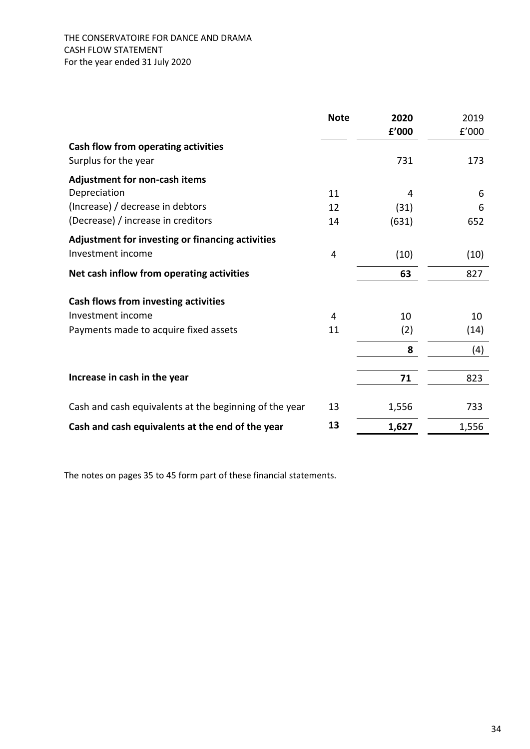THE CONSERVATOIRE FOR DANCE AND DRAMA
CASH FLOW STATEMENT
For the year ended 31 July 2020

| | Note | 2020<br>£'000 | 2019<br>£'000 |
|---|---|---|---|
| **Cash flow from operating activities** | | | |
| Surplus for the year | | 731 | 173 |
| **Adjustment for non-cash items** | | | |
| Depreciation | 11 | 4 | 6 |
| (Increase) / decrease in debtors | 12 | (31) | 6 |
| (Decrease) / increase in creditors | 14 | (631) | 652 |
| **Adjustment for investing or financing activities** | | | |
| Investment income | 4 | (10) | (10) |
| **Net cash inflow from operating activities** | | **63** | 827 |
| **Cash flows from investing activities** | | | |
| Investment income | 4 | 10 | 10 |
| Payments made to acquire fixed assets | 11 | (2) | (14) |
| | | **8** | (4) |
| **Increase in cash in the year** | | **71** | 823 |
| Cash and cash equivalents at the beginning of the year | 13 | 1,556 | 733 |
| **Cash and cash equivalents at the end of the year** | **13** | **1,627** | 1,556 |

The notes on pages 35 to 45 form part of these financial statements.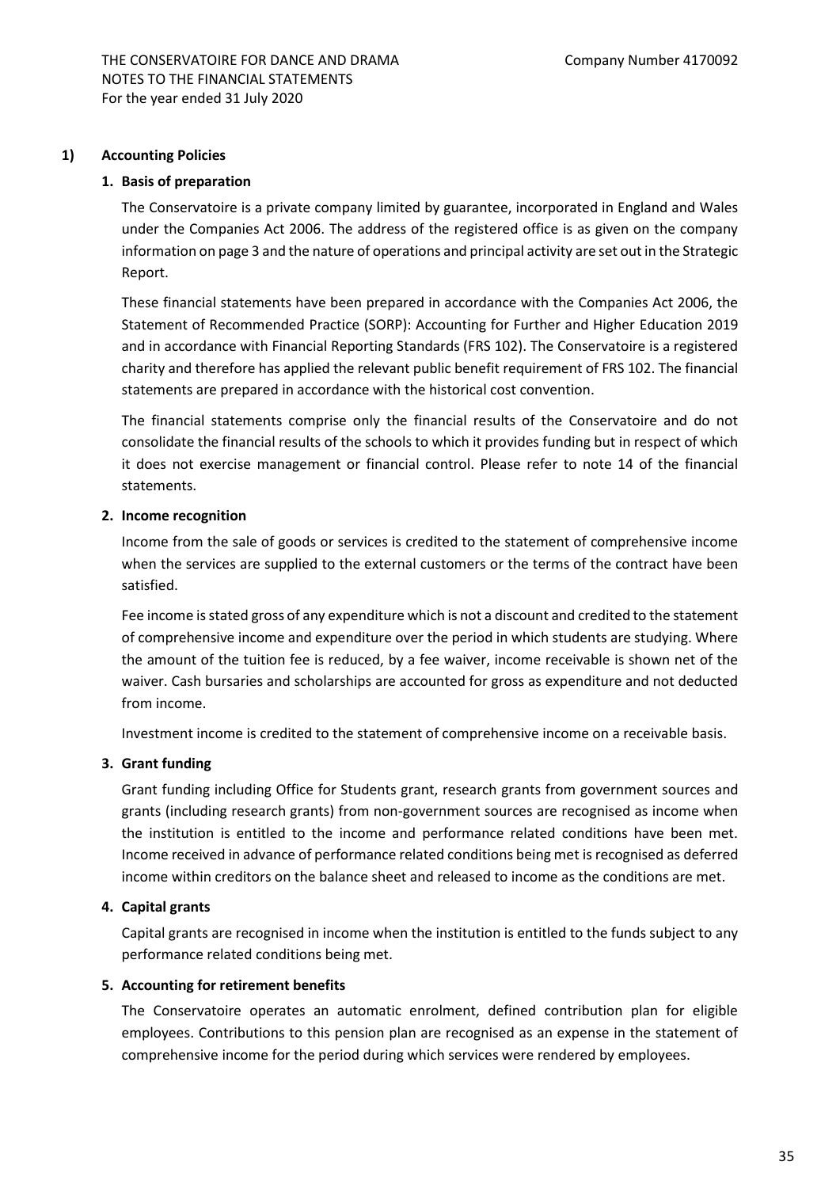## 1) Accounting Policies

### 1. Basis of preparation

The Conservatoire is a private company limited by guarantee, incorporated in England and Wales under the Companies Act 2006. The address of the registered office is as given on the company information on page 3 and the nature of operations and principal activity are set out in the Strategic Report.

These financial statements have been prepared in accordance with the Companies Act 2006, the Statement of Recommended Practice (SORP): Accounting for Further and Higher Education 2019 and in accordance with Financial Reporting Standards (FRS 102). The Conservatoire is a registered charity and therefore has applied the relevant public benefit requirement of FRS 102. The financial statements are prepared in accordance with the historical cost convention.

The financial statements comprise only the financial results of the Conservatoire and do not consolidate the financial results of the schools to which it provides funding but in respect of which it does not exercise management or financial control. Please refer to note 14 of the financial statements.

### 2. Income recognition

Income from the sale of goods or services is credited to the statement of comprehensive income when the services are supplied to the external customers or the terms of the contract have been satisfied.

Fee income is stated gross of any expenditure which is not a discount and credited to the statement of comprehensive income and expenditure over the period in which students are studying. Where the amount of the tuition fee is reduced, by a fee waiver, income receivable is shown net of the waiver. Cash bursaries and scholarships are accounted for gross as expenditure and not deducted from income.

Investment income is credited to the statement of comprehensive income on a receivable basis.

### 3. Grant funding

Grant funding including Office for Students grant, research grants from government sources and grants (including research grants) from non-government sources are recognised as income when the institution is entitled to the income and performance related conditions have been met. Income received in advance of performance related conditions being met is recognised as deferred income within creditors on the balance sheet and released to income as the conditions are met.

### 4. Capital grants

Capital grants are recognised in income when the institution is entitled to the funds subject to any performance related conditions being met.

### 5. Accounting for retirement benefits

The Conservatoire operates an automatic enrolment, defined contribution plan for eligible employees. Contributions to this pension plan are recognised as an expense in the statement of comprehensive income for the period during which services were rendered by employees.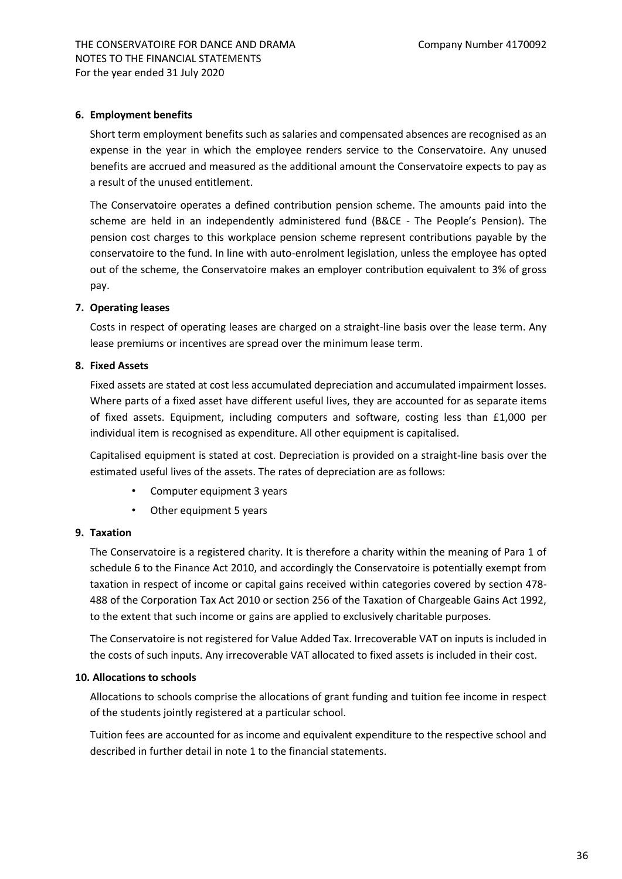### 6. Employment benefits

Short term employment benefits such as salaries and compensated absences are recognised as an expense in the year in which the employee renders service to the Conservatoire. Any unused benefits are accrued and measured as the additional amount the Conservatoire expects to pay as a result of the unused entitlement.

The Conservatoire operates a defined contribution pension scheme. The amounts paid into the scheme are held in an independently administered fund (B&CE - The People's Pension). The pension cost charges to this workplace pension scheme represent contributions payable by the conservatoire to the fund. In line with auto-enrolment legislation, unless the employee has opted out of the scheme, the Conservatoire makes an employer contribution equivalent to 3% of gross pay.

### 7. Operating leases

Costs in respect of operating leases are charged on a straight-line basis over the lease term. Any lease premiums or incentives are spread over the minimum lease term.

### 8. Fixed Assets

Fixed assets are stated at cost less accumulated depreciation and accumulated impairment losses. Where parts of a fixed asset have different useful lives, they are accounted for as separate items of fixed assets. Equipment, including computers and software, costing less than £1,000 per individual item is recognised as expenditure. All other equipment is capitalised.

Capitalised equipment is stated at cost. Depreciation is provided on a straight-line basis over the estimated useful lives of the assets. The rates of depreciation are as follows:

- Computer equipment 3 years
- Other equipment 5 years

### 9. Taxation

The Conservatoire is a registered charity. It is therefore a charity within the meaning of Para 1 of schedule 6 to the Finance Act 2010, and accordingly the Conservatoire is potentially exempt from taxation in respect of income or capital gains received within categories covered by section 478-488 of the Corporation Tax Act 2010 or section 256 of the Taxation of Chargeable Gains Act 1992, to the extent that such income or gains are applied to exclusively charitable purposes.

The Conservatoire is not registered for Value Added Tax. Irrecoverable VAT on inputs is included in the costs of such inputs. Any irrecoverable VAT allocated to fixed assets is included in their cost.

### 10. Allocations to schools

Allocations to schools comprise the allocations of grant funding and tuition fee income in respect of the students jointly registered at a particular school.

Tuition fees are accounted for as income and equivalent expenditure to the respective school and described in further detail in note 1 to the financial statements.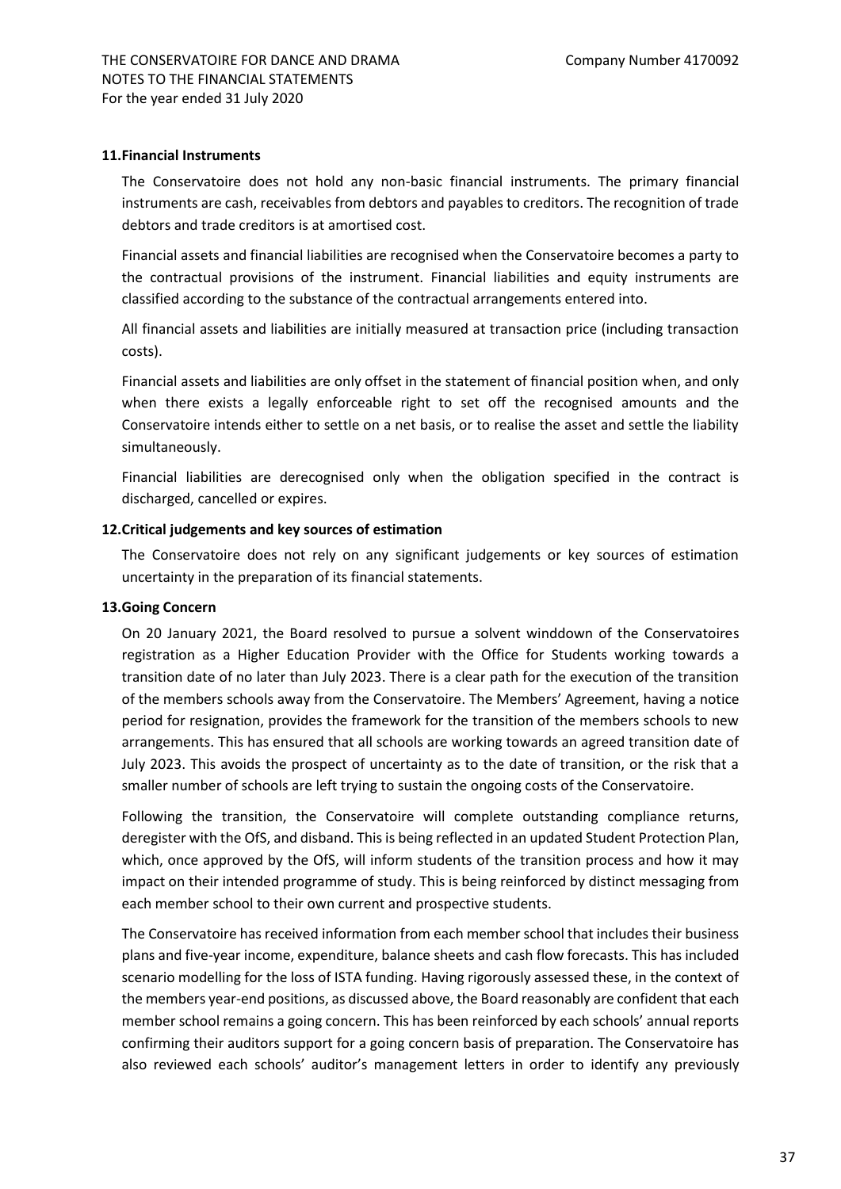**11. Financial Instruments**

The Conservatoire does not hold any non-basic financial instruments. The primary financial instruments are cash, receivables from debtors and payables to creditors. The recognition of trade debtors and trade creditors is at amortised cost.

Financial assets and financial liabilities are recognised when the Conservatoire becomes a party to the contractual provisions of the instrument. Financial liabilities and equity instruments are classified according to the substance of the contractual arrangements entered into.

All financial assets and liabilities are initially measured at transaction price (including transaction costs).

Financial assets and liabilities are only offset in the statement of financial position when, and only when there exists a legally enforceable right to set off the recognised amounts and the Conservatoire intends either to settle on a net basis, or to realise the asset and settle the liability simultaneously.

Financial liabilities are derecognised only when the obligation specified in the contract is discharged, cancelled or expires.

**12. Critical judgements and key sources of estimation**

The Conservatoire does not rely on any significant judgements or key sources of estimation uncertainty in the preparation of its financial statements.

**13. Going Concern**

On 20 January 2021, the Board resolved to pursue a solvent winddown of the Conservatoires registration as a Higher Education Provider with the Office for Students working towards a transition date of no later than July 2023. There is a clear path for the execution of the transition of the members schools away from the Conservatoire. The Members' Agreement, having a notice period for resignation, provides the framework for the transition of the members schools to new arrangements. This has ensured that all schools are working towards an agreed transition date of July 2023. This avoids the prospect of uncertainty as to the date of transition, or the risk that a smaller number of schools are left trying to sustain the ongoing costs of the Conservatoire.

Following the transition, the Conservatoire will complete outstanding compliance returns, deregister with the OfS, and disband. This is being reflected in an updated Student Protection Plan, which, once approved by the OfS, will inform students of the transition process and how it may impact on their intended programme of study. This is being reinforced by distinct messaging from each member school to their own current and prospective students.

The Conservatoire has received information from each member school that includes their business plans and five-year income, expenditure, balance sheets and cash flow forecasts. This has included scenario modelling for the loss of ISTA funding. Having rigorously assessed these, in the context of the members year-end positions, as discussed above, the Board reasonably are confident that each member school remains a going concern. This has been reinforced by each schools' annual reports confirming their auditors support for a going concern basis of preparation. The Conservatoire has also reviewed each schools' auditor's management letters in order to identify any previously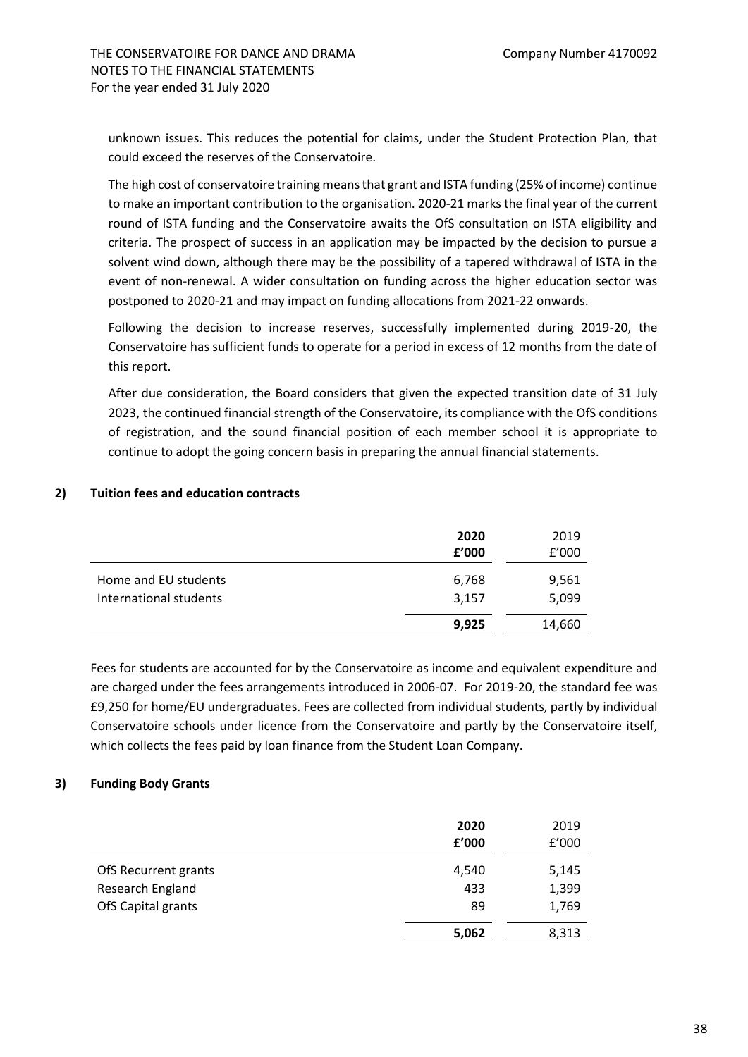unknown issues. This reduces the potential for claims, under the Student Protection Plan, that could exceed the reserves of the Conservatoire.

The high cost of conservatoire training means that grant and ISTA funding (25% of income) continue to make an important contribution to the organisation. 2020-21 marks the final year of the current round of ISTA funding and the Conservatoire awaits the OfS consultation on ISTA eligibility and criteria. The prospect of success in an application may be impacted by the decision to pursue a solvent wind down, although there may be the possibility of a tapered withdrawal of ISTA in the event of non-renewal. A wider consultation on funding across the higher education sector was postponed to 2020-21 and may impact on funding allocations from 2021-22 onwards.

Following the decision to increase reserves, successfully implemented during 2019-20, the Conservatoire has sufficient funds to operate for a period in excess of 12 months from the date of this report.

After due consideration, the Board considers that given the expected transition date of 31 July 2023, the continued financial strength of the Conservatoire, its compliance with the OfS conditions of registration, and the sound financial position of each member school it is appropriate to continue to adopt the going concern basis in preparing the annual financial statements.

## 2) Tuition fees and education contracts

| | **2020** **£'000** | 2019 £'000 |
|---|---|---|
| Home and EU students | 6,768 | 9,561 |
| International students | 3,157 | 5,099 |
| | **9,925** | 14,660 |

Fees for students are accounted for by the Conservatoire as income and equivalent expenditure and are charged under the fees arrangements introduced in 2006-07. For 2019-20, the standard fee was £9,250 for home/EU undergraduates. Fees are collected from individual students, partly by individual Conservatoire schools under licence from the Conservatoire and partly by the Conservatoire itself, which collects the fees paid by loan finance from the Student Loan Company.

## 3) Funding Body Grants

| | **2020** **£'000** | 2019 £'000 |
|---|---|---|
| OfS Recurrent grants | 4,540 | 5,145 |
| Research England | 433 | 1,399 |
| OfS Capital grants | 89 | 1,769 |
| | **5,062** | 8,313 |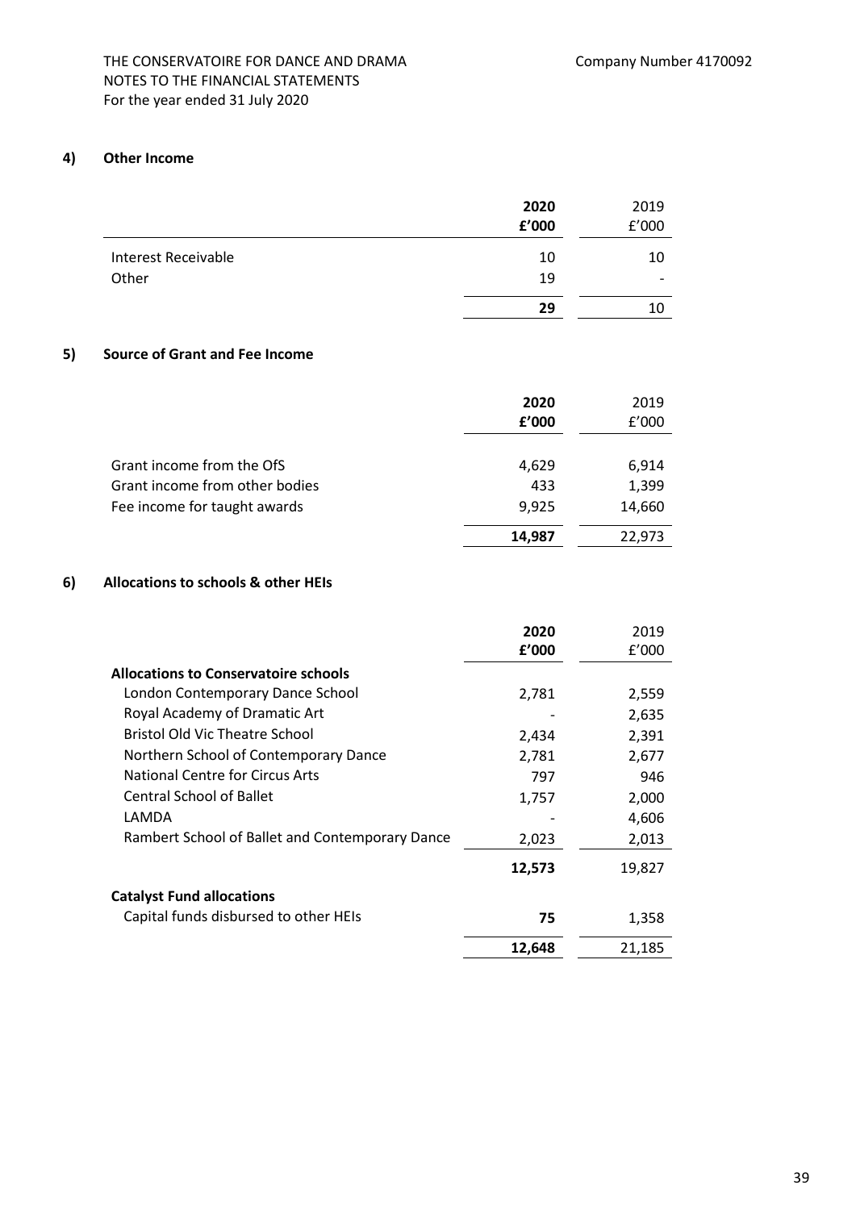THE CONSERVATOIRE FOR DANCE AND DRAMA
NOTES TO THE FINANCIAL STATEMENTS
For the year ended 31 July 2020

Company Number 4170092

## 4) Other Income

| | **2020** **£'000** | 2019 £'000 |
|---|---|---|
| Interest Receivable | 10 | 10 |
| Other | 19 | - |
| | **29** | 10 |

## 5) Source of Grant and Fee Income

| | **2020** **£'000** | 2019 £'000 |
|---|---|---|
| Grant income from the OfS | 4,629 | 6,914 |
| Grant income from other bodies | 433 | 1,399 |
| Fee income for taught awards | 9,925 | 14,660 |
| | **14,987** | 22,973 |

## 6) Allocations to schools & other HEIs

| | **2020** **£'000** | 2019 £'000 |
|---|---|---|
| **Allocations to Conservatoire schools** | | |
| London Contemporary Dance School | 2,781 | 2,559 |
| Royal Academy of Dramatic Art | - | 2,635 |
| Bristol Old Vic Theatre School | 2,434 | 2,391 |
| Northern School of Contemporary Dance | 2,781 | 2,677 |
| National Centre for Circus Arts | 797 | 946 |
| Central School of Ballet | 1,757 | 2,000 |
| LAMDA | - | 4,606 |
| Rambert School of Ballet and Contemporary Dance | 2,023 | 2,013 |
| | **12,573** | 19,827 |
| **Catalyst Fund allocations** | | |
| Capital funds disbursed to other HEIs | **75** | 1,358 |
| | **12,648** | 21,185 |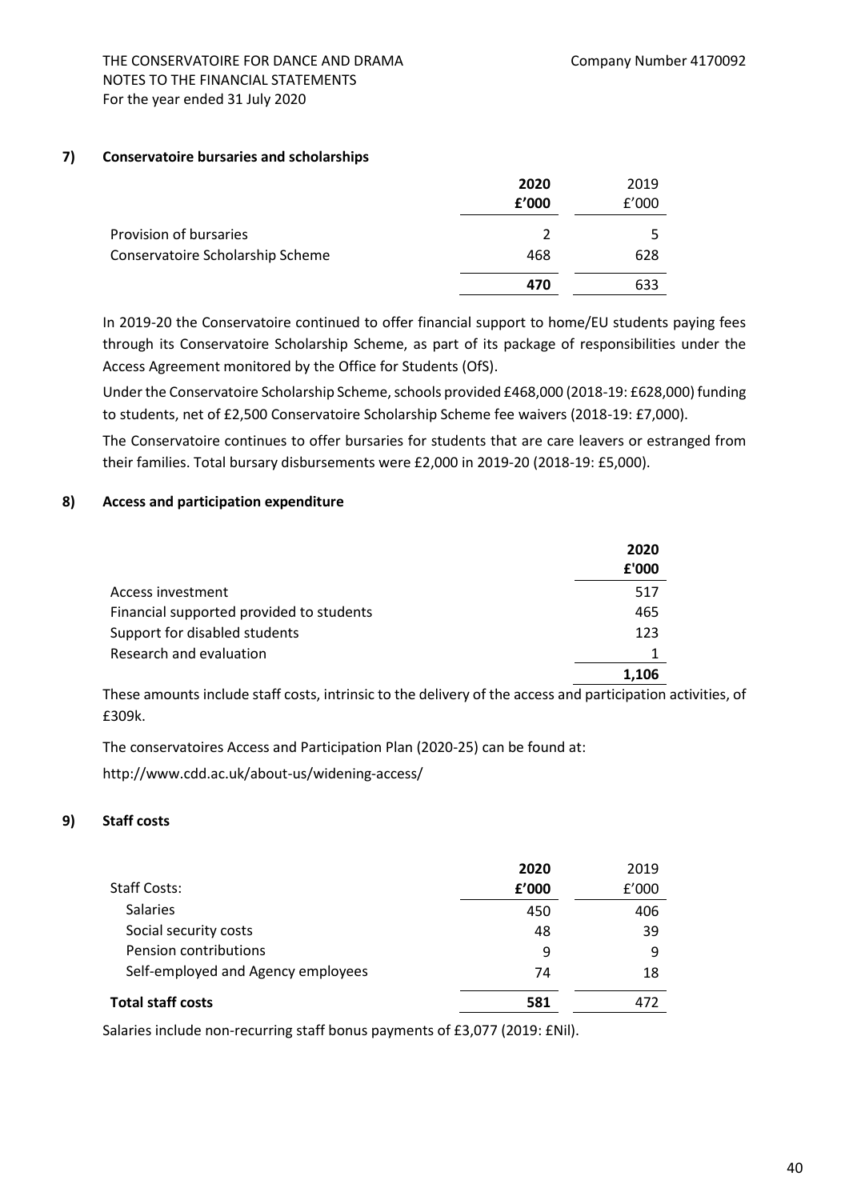## 7) Conservatoire bursaries and scholarships

| | 2020 £'000 | 2019 £'000 |
|---|---|---|
| Provision of bursaries | 2 | 5 |
| Conservatoire Scholarship Scheme | 468 | 628 |
| | **470** | 633 |

In 2019-20 the Conservatoire continued to offer financial support to home/EU students paying fees through its Conservatoire Scholarship Scheme, as part of its package of responsibilities under the Access Agreement monitored by the Office for Students (OfS).

Under the Conservatoire Scholarship Scheme, schools provided £468,000 (2018-19: £628,000) funding to students, net of £2,500 Conservatoire Scholarship Scheme fee waivers (2018-19: £7,000).

The Conservatoire continues to offer bursaries for students that are care leavers or estranged from their families. Total bursary disbursements were £2,000 in 2019-20 (2018-19: £5,000).

## 8) Access and participation expenditure

| | 2020 £'000 |
|---|---|
| Access investment | 517 |
| Financial supported provided to students | 465 |
| Support for disabled students | 123 |
| Research and evaluation | 1 |
| | **1,106** |

These amounts include staff costs, intrinsic to the delivery of the access and participation activities, of £309k.

The conservatoires Access and Participation Plan (2020-25) can be found at:

http://www.cdd.ac.uk/about-us/widening-access/

## 9) Staff costs

| Staff Costs: | 2020 £'000 | 2019 £'000 |
|---|---|---|
| Salaries | 450 | 406 |
| Social security costs | 48 | 39 |
| Pension contributions | 9 | 9 |
| Self-employed and Agency employees | 74 | 18 |
| **Total staff costs** | **581** | 472 |

Salaries include non-recurring staff bonus payments of £3,077 (2019: £Nil).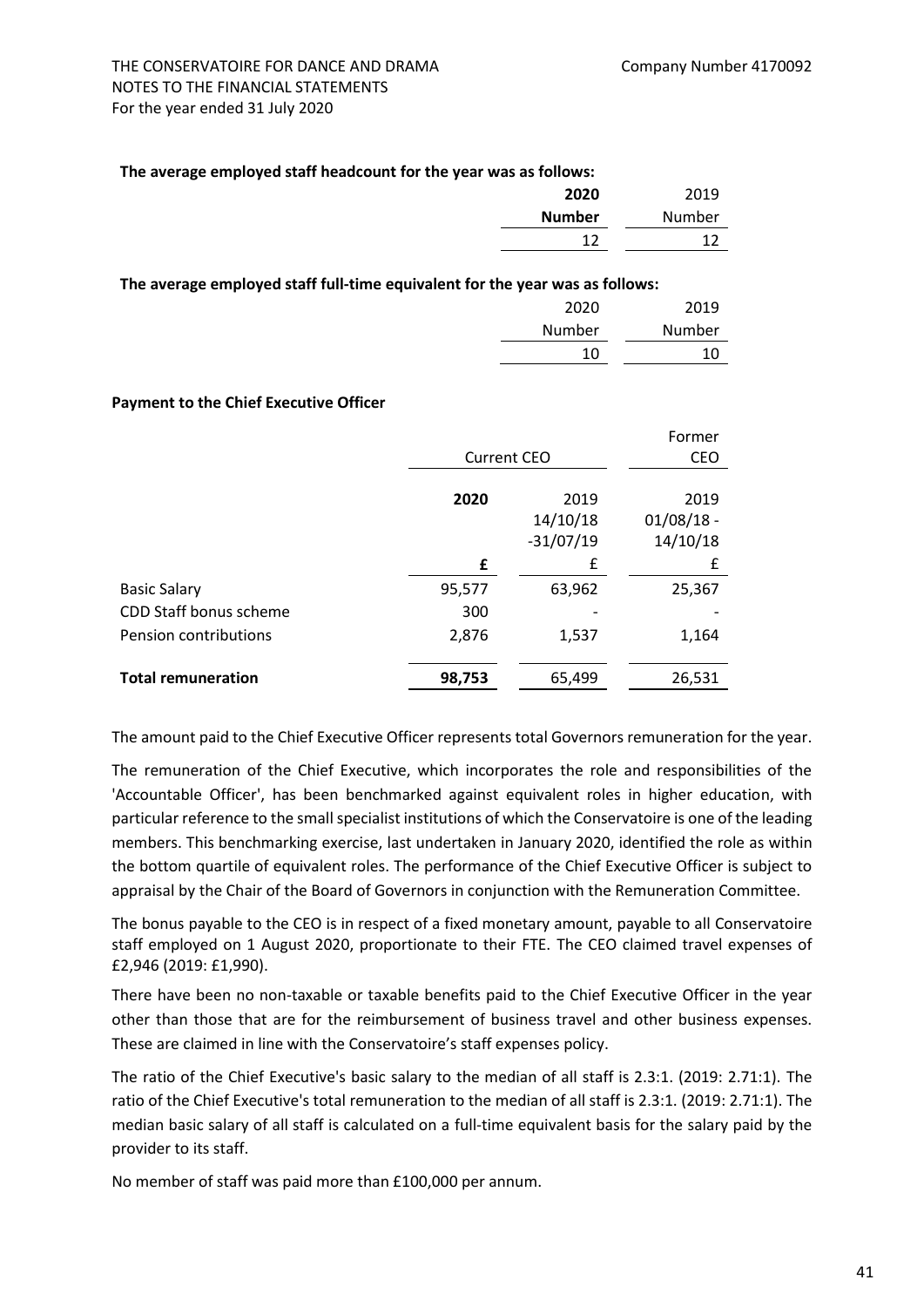**The average employed staff headcount for the year was as follows:**

| | **2020** | 2019 |
|---|---|---|
| | **Number** | Number |
| | 12 | 12 |

**The average employed staff full-time equivalent for the year was as follows:**

| | 2020 | 2019 |
|---|---|---|
| | Number | Number |
| | 10 | 10 |

**Payment to the Chief Executive Officer**

| | Current CEO | | Former CEO |
|---|---|---|---|
| | **2020** | 2019 14/10/18 -31/07/19 | 2019 01/08/18 - 14/10/18 |
| | **£** | £ | £ |
| Basic Salary | 95,577 | 63,962 | 25,367 |
| CDD Staff bonus scheme | 300 | - | - |
| Pension contributions | 2,876 | 1,537 | 1,164 |
| **Total remuneration** | **98,753** | 65,499 | 26,531 |

The amount paid to the Chief Executive Officer represents total Governors remuneration for the year.

The remuneration of the Chief Executive, which incorporates the role and responsibilities of the 'Accountable Officer', has been benchmarked against equivalent roles in higher education, with particular reference to the small specialist institutions of which the Conservatoire is one of the leading members. This benchmarking exercise, last undertaken in January 2020, identified the role as within the bottom quartile of equivalent roles. The performance of the Chief Executive Officer is subject to appraisal by the Chair of the Board of Governors in conjunction with the Remuneration Committee.

The bonus payable to the CEO is in respect of a fixed monetary amount, payable to all Conservatoire staff employed on 1 August 2020, proportionate to their FTE. The CEO claimed travel expenses of £2,946 (2019: £1,990).

There have been no non-taxable or taxable benefits paid to the Chief Executive Officer in the year other than those that are for the reimbursement of business travel and other business expenses. These are claimed in line with the Conservatoire's staff expenses policy.

The ratio of the Chief Executive's basic salary to the median of all staff is 2.3:1. (2019: 2.71:1). The ratio of the Chief Executive's total remuneration to the median of all staff is 2.3:1. (2019: 2.71:1). The median basic salary of all staff is calculated on a full-time equivalent basis for the salary paid by the provider to its staff.

No member of staff was paid more than £100,000 per annum.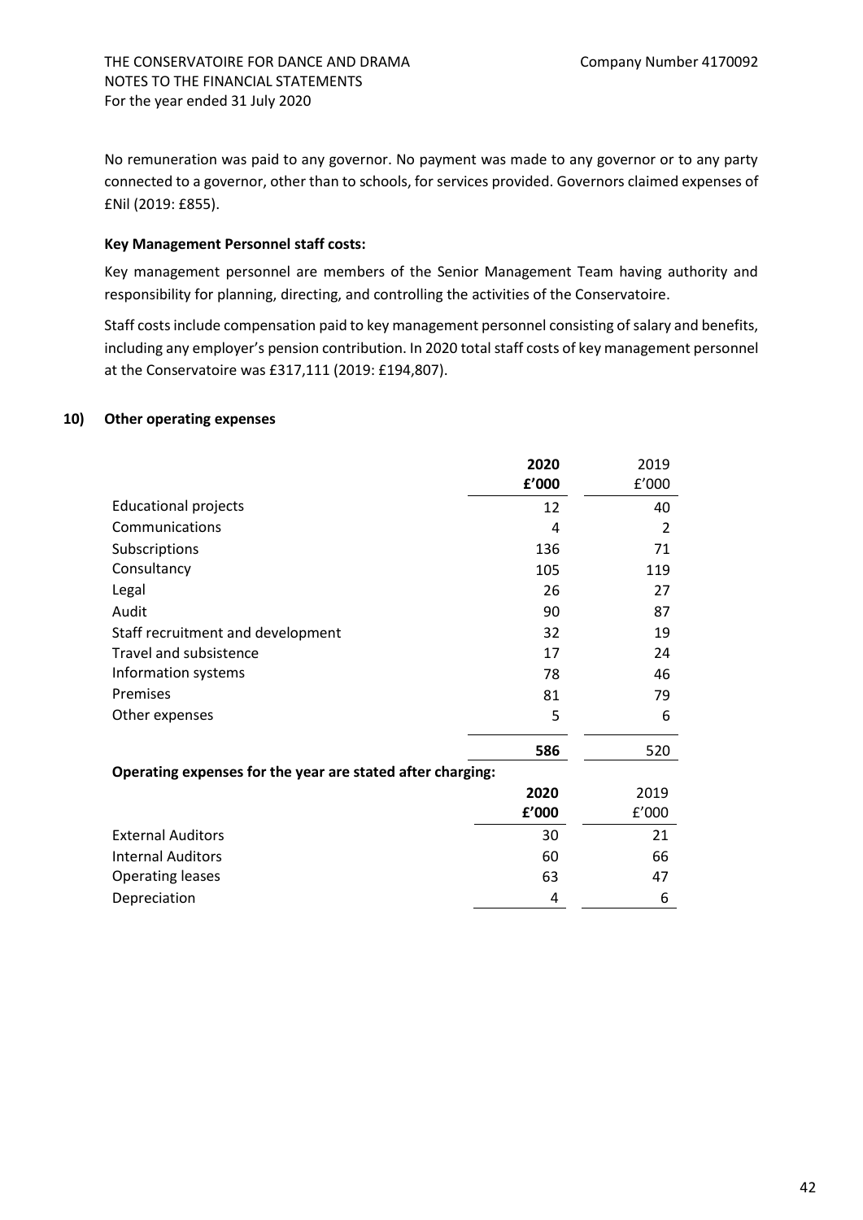No remuneration was paid to any governor. No payment was made to any governor or to any party connected to a governor, other than to schools, for services provided. Governors claimed expenses of £Nil (2019: £855).

**Key Management Personnel staff costs:**

Key management personnel are members of the Senior Management Team having authority and responsibility for planning, directing, and controlling the activities of the Conservatoire.

Staff costs include compensation paid to key management personnel consisting of salary and benefits, including any employer's pension contribution. In 2020 total staff costs of key management personnel at the Conservatoire was £317,111 (2019: £194,807).

## 10) Other operating expenses

| | **2020** | 2019 |
|---|---|---|
| | **£'000** | £'000 |
| Educational projects | 12 | 40 |
| Communications | 4 | 2 |
| Subscriptions | 136 | 71 |
| Consultancy | 105 | 119 |
| Legal | 26 | 27 |
| Audit | 90 | 87 |
| Staff recruitment and development | 32 | 19 |
| Travel and subsistence | 17 | 24 |
| Information systems | 78 | 46 |
| Premises | 81 | 79 |
| Other expenses | 5 | 6 |
| | **586** | 520 |

**Operating expenses for the year are stated after charging:**

| | **2020** | 2019 |
|---|---|---|
| | **£'000** | £'000 |
| External Auditors | 30 | 21 |
| Internal Auditors | 60 | 66 |
| Operating leases | 63 | 47 |
| Depreciation | 4 | 6 |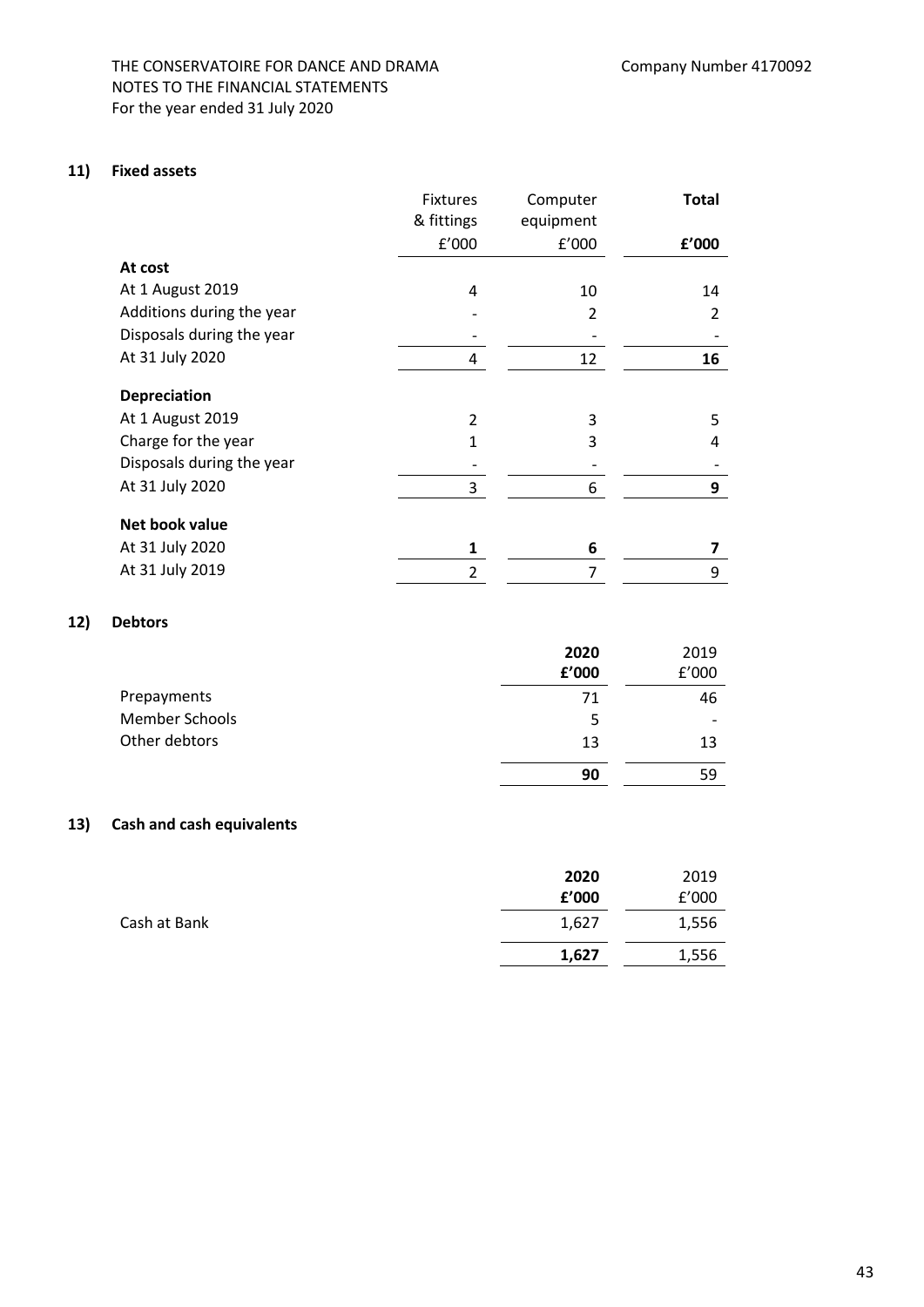THE CONSERVATOIRE FOR DANCE AND DRAMA
NOTES TO THE FINANCIAL STATEMENTS
For the year ended 31 July 2020

Company Number 4170092

## 11) Fixed assets

| | Fixtures & fittings £'000 | Computer equipment £'000 | **Total £'000** |
|---|---|---|---|
| **At cost** | | | |
| At 1 August 2019 | 4 | 10 | 14 |
| Additions during the year | - | 2 | 2 |
| Disposals during the year | - | - | - |
| At 31 July 2020 | 4 | 12 | **16** |
| **Depreciation** | | | |
| At 1 August 2019 | 2 | 3 | 5 |
| Charge for the year | 1 | 3 | 4 |
| Disposals during the year | - | - | - |
| At 31 July 2020 | 3 | 6 | **9** |
| **Net book value** | | | |
| At 31 July 2020 | **1** | **6** | **7** |
| At 31 July 2019 | 2 | 7 | 9 |

## 12) Debtors

| | **2020 £'000** | 2019 £'000 |
|---|---|---|
| Prepayments | 71 | 46 |
| Member Schools | 5 | - |
| Other debtors | 13 | 13 |
| | **90** | 59 |

## 13) Cash and cash equivalents

| | **2020 £'000** | 2019 £'000 |
|---|---|---|
| Cash at Bank | 1,627 | 1,556 |
| | **1,627** | 1,556 |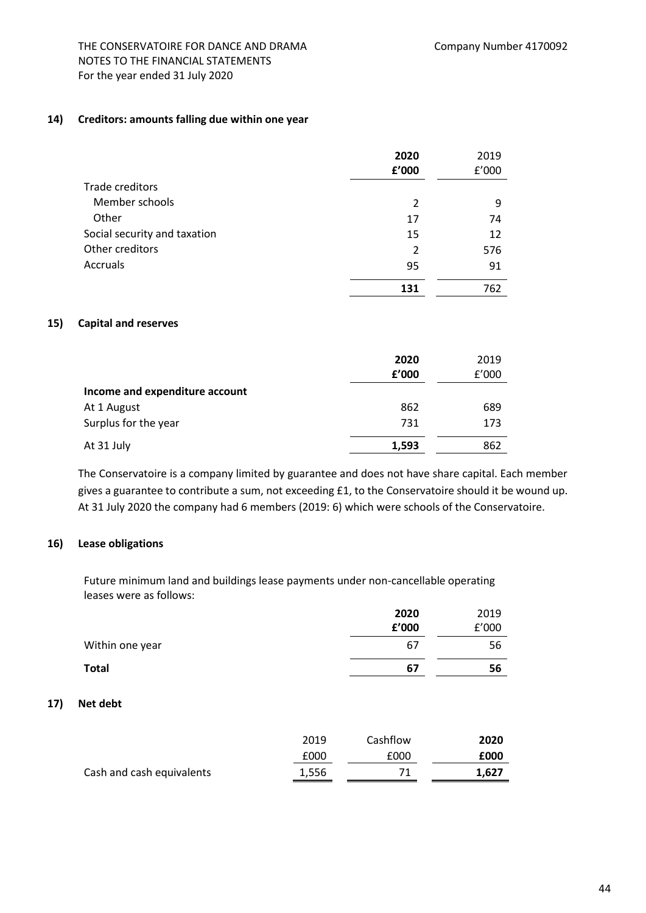THE CONSERVATOIRE FOR DANCE AND DRAMA
NOTES TO THE FINANCIAL STATEMENTS
For the year ended 31 July 2020

Company Number 4170092

### 14) Creditors: amounts falling due within one year

| | **2020** | 2019 |
|---|---|---|
| | **£'000** | £'000 |
| Trade creditors | | |
| Member schools | 2 | 9 |
| Other | 17 | 74 |
| Social security and taxation | 15 | 12 |
| Other creditors | 2 | 576 |
| Accruals | 95 | 91 |
| | **131** | 762 |

### 15) Capital and reserves

| | **2020** | 2019 |
|---|---|---|
| | **£'000** | £'000 |
| **Income and expenditure account** | | |
| At 1 August | 862 | 689 |
| Surplus for the year | 731 | 173 |
| At 31 July | **1,593** | 862 |

The Conservatoire is a company limited by guarantee and does not have share capital. Each member gives a guarantee to contribute a sum, not exceeding £1, to the Conservatoire should it be wound up. At 31 July 2020 the company had 6 members (2019: 6) which were schools of the Conservatoire.

### 16) Lease obligations

Future minimum land and buildings lease payments under non-cancellable operating leases were as follows:

| | **2020** | 2019 |
|---|---|---|
| | **£'000** | £'000 |
| Within one year | 67 | 56 |
| **Total** | **67** | **56** |

### 17) Net debt

| | 2019 | Cashflow | **2020** |
|---|---|---|---|
| | £000 | £000 | **£000** |
| Cash and cash equivalents | 1,556 | 71 | **1,627** |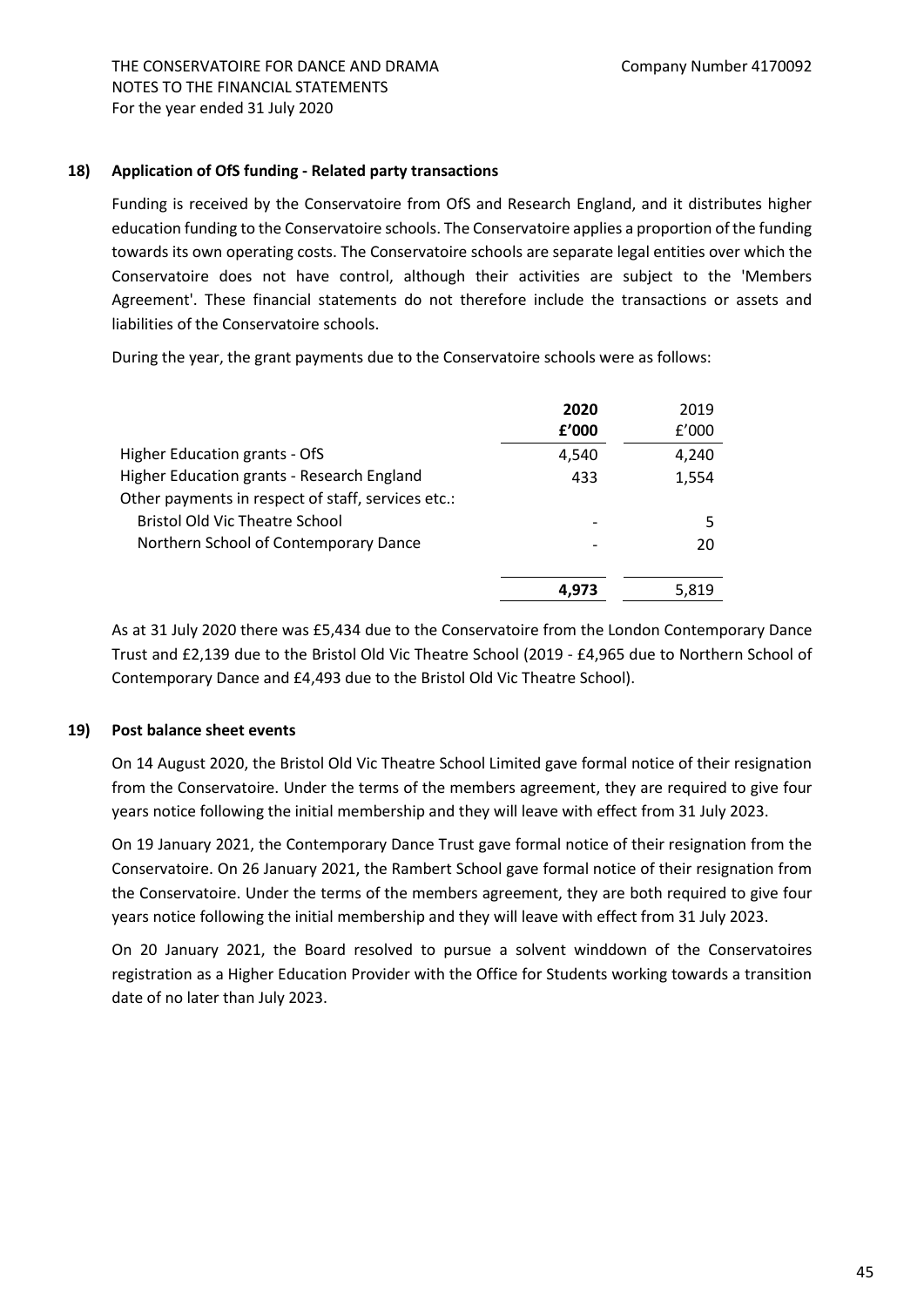## 18) Application of OfS funding - Related party transactions

Funding is received by the Conservatoire from OfS and Research England, and it distributes higher education funding to the Conservatoire schools. The Conservatoire applies a proportion of the funding towards its own operating costs. The Conservatoire schools are separate legal entities over which the Conservatoire does not have control, although their activities are subject to the 'Members Agreement'. These financial statements do not therefore include the transactions or assets and liabilities of the Conservatoire schools.

During the year, the grant payments due to the Conservatoire schools were as follows:

| | **2020** | 2019 |
|---|---|---|
| | **£'000** | £'000 |
| Higher Education grants - OfS | 4,540 | 4,240 |
| Higher Education grants - Research England | 433 | 1,554 |
| Other payments in respect of staff, services etc.: | | |
| Bristol Old Vic Theatre School | - | 5 |
| Northern School of Contemporary Dance | - | 20 |
| | **4,973** | 5,819 |

As at 31 July 2020 there was £5,434 due to the Conservatoire from the London Contemporary Dance Trust and £2,139 due to the Bristol Old Vic Theatre School (2019 - £4,965 due to Northern School of Contemporary Dance and £4,493 due to the Bristol Old Vic Theatre School).

## 19) Post balance sheet events

On 14 August 2020, the Bristol Old Vic Theatre School Limited gave formal notice of their resignation from the Conservatoire. Under the terms of the members agreement, they are required to give four years notice following the initial membership and they will leave with effect from 31 July 2023.

On 19 January 2021, the Contemporary Dance Trust gave formal notice of their resignation from the Conservatoire. On 26 January 2021, the Rambert School gave formal notice of their resignation from the Conservatoire. Under the terms of the members agreement, they are both required to give four years notice following the initial membership and they will leave with effect from 31 July 2023.

On 20 January 2021, the Board resolved to pursue a solvent winddown of the Conservatoires registration as a Higher Education Provider with the Office for Students working towards a transition date of no later than July 2023.